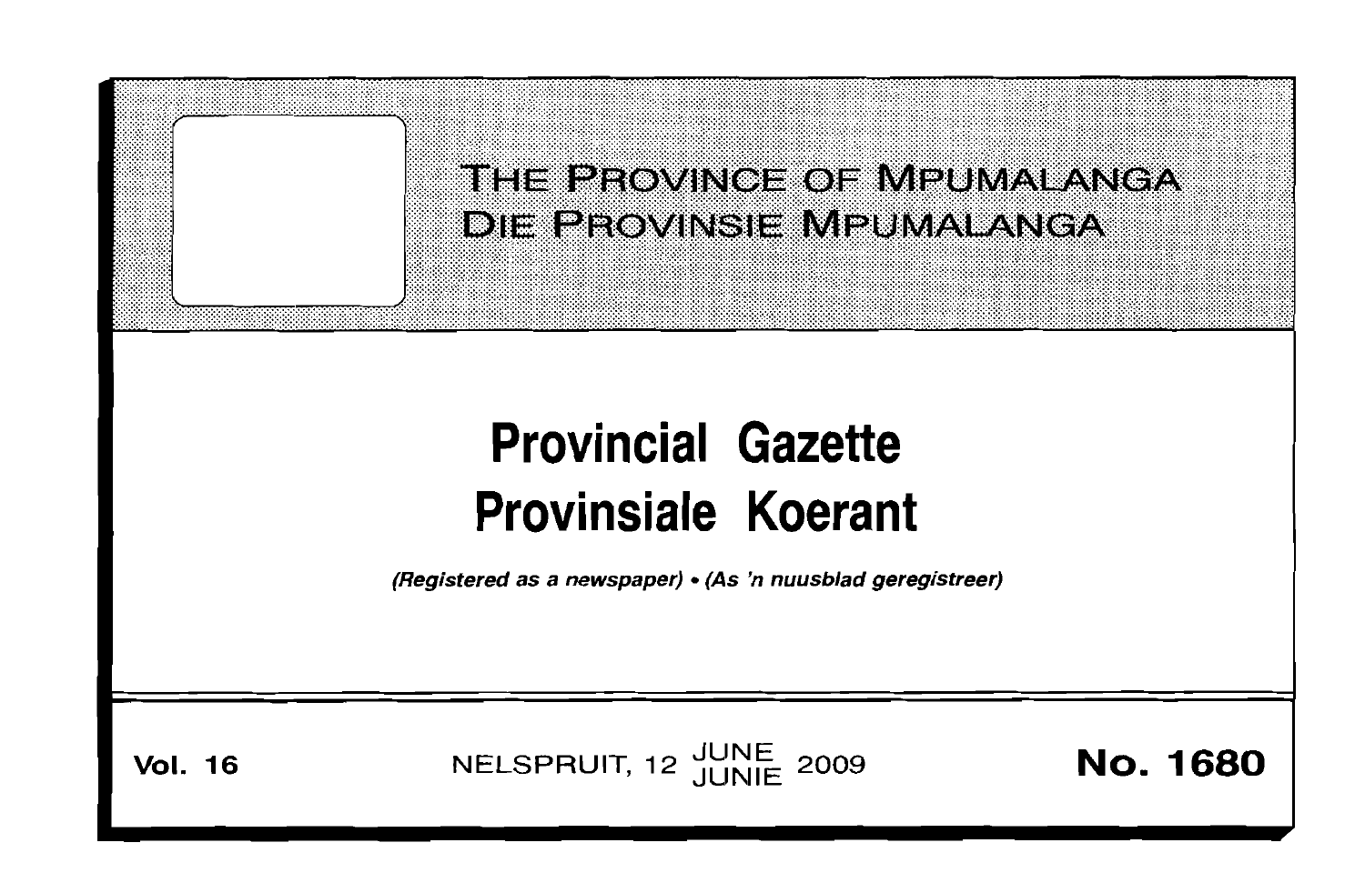# THE PROVINCE OF MPUMALANGA
# DIE PROVINSIE MPUMALANGA

# Provincial Gazette
# Provinsiale Koerant

*(Registered as a newspaper) • (As 'n nuusblad geregistreer)*

**Vol. 16** NELSPRUIT, 12 JUNE / JUNIE 2009 **No. 1680**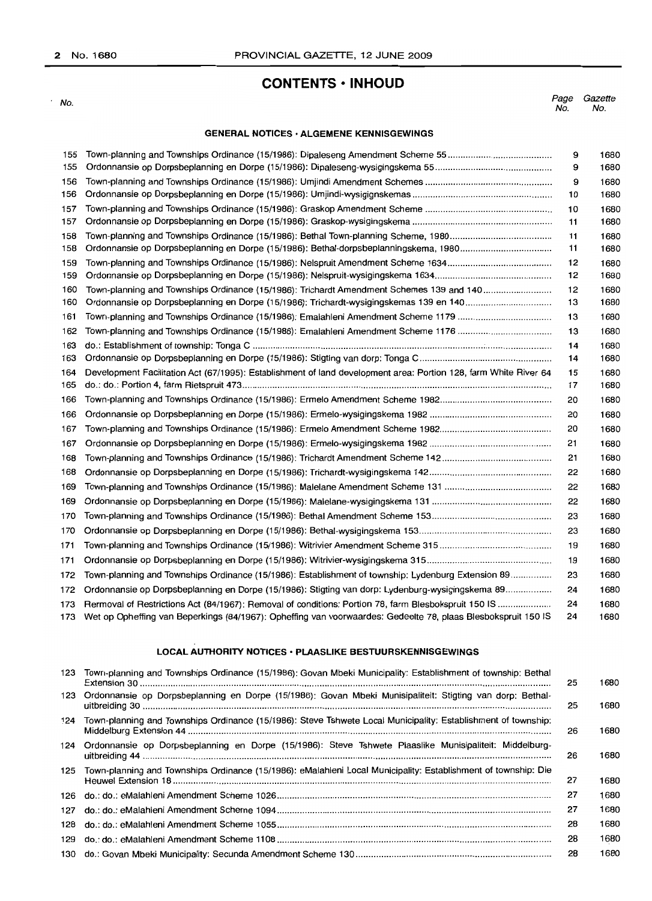# CONTENTS • INHOUD

| No. | | Page No. | Gazette No. |
|---|---|---|---|
| | **GENERAL NOTICES • ALGEMENE KENNISGEWINGS** | | |
| 155 | Town-planning and Townships Ordinance (15/1986): Dipaleseng Amendment Scheme 55 | 9 | 1680 |
| 155 | Ordonnansie op Dorpsbeplanning en Dorpe (15/1986): Dipaleseng-wysigingskema 55 | 9 | 1680 |
| 156 | Town-planning and Townships Ordinance (15/1986): Umjindi Amendment Schemes | 9 | 1680 |
| 156 | Ordonnansie op Dorpsbeplanning en Dorpe (15/1986): Umjindi-wysigignskemas | 10 | 1680 |
| 157 | Town-planning and Townships Ordinance (15/1986): Graskop Amendment Scheme | 10 | 1680 |
| 157 | Ordonnansie op Dorpsbeplanning en Dorpe (15/1986): Graskop-wysigingskema | 11 | 1680 |
| 158 | Town-planning and Townships Ordinance (15/1986): Bethal Town-planning Scheme, 1980 | 11 | 1680 |
| 158 | Ordonnansie op Dorpsbeplanning en Dorpe (15/1986): Bethal-dorpsbeplanningskema, 1980 | 11 | 1680 |
| 159 | Town-planning and Townships Ordinance (15/1986): Nelspruit Amendment Scheme 1634 | 12 | 1680 |
| 159 | Ordonnansie op Dorpsbeplanning en Dorpe (15/1986): Nelspruit-wysigingskema 1634 | 12 | 1680 |
| 160 | Town-planning and Townships Ordinance (15/1986): Trichardt Amendment Schemes 139 and 140 | 12 | 1680 |
| 160 | Ordonnansie op Dorpsbeplanning en Dorpe (15/1986): Trichardt-wysigingskemas 139 en 140 | 13 | 1680 |
| 161 | Town-planning and Townships Ordinance (15/1986): Emalahleni Amendment Scheme 1179 | 13 | 1680 |
| 162 | Town-planning and Townships Ordinance (15/1986): Emalahleni Amendment Scheme 1176 | 13 | 1680 |
| 163 | do.: Establishment of township: Tonga C | 14 | 1680 |
| 163 | Ordonnansie op Dorpsbeplanning en Dorpe (15/1986): Stigting van dorp: Tonga C | 14 | 1680 |
| 164 | Development Facilitation Act (67/1995): Establishment of land development area: Portion 128, farm White River 64 | 15 | 1680 |
| 165 | do.: do.: Portion 4, farm Rietspruit 473 | 17 | 1680 |
| 166 | Town-planning and Townships Ordinance (15/1986): Ermelo Amendment Scheme 1982 | 20 | 1680 |
| 166 | Ordonnansie op Dorpsbeplanning en Dorpe (15/1986): Ermelo-wysigingskema 1982 | 20 | 1680 |
| 167 | Town-planning and Townships Ordinance (15/1986): Ermelo Amendment Scheme 1982 | 20 | 1680 |
| 167 | Ordonnansie op Dorpsbeplanning en Dorpe (15/1986): Ermelo-wysigingskema 1982 | 21 | 1680 |
| 168 | Town-planning and Townships Ordinance (15/1986): Trichardt Amendment Scheme 142 | 21 | 1680 |
| 168 | Ordonnansie op Dorpsbeplanning en Dorpe (15/1986): Trichardt-wysigingskema 142 | 22 | 1680 |
| 169 | Town-planning and Townships Ordinance (15/1986): Malelane Amendment Scheme 131 | 22 | 1680 |
| 169 | Ordonnansie op Dorpsbeplanning en Dorpe (15/1986): Malelane-wysigingskema 131 | 22 | 1680 |
| 170 | Town-planning and Townships Ordinance (15/1986): Bethal Amendment Scheme 153 | 23 | 1680 |
| 170 | Ordonnansie op Dorpsbeplanning en Dorpe (15/1986): Bethal-wysigingskema 153 | 23 | 1680 |
| 171 | Town-planning and Townships Ordinance (15/1986): Witrivier Amendment Scheme 315 | 19 | 1680 |
| 171 | Ordonnansie op Dorpsbeplanning en Dorpe (15/1986): Witrivier-wysigingskema 315 | 19 | 1680 |
| 172 | Town-planning and Townships Ordinance (15/1986): Establishment of township: Lydenburg Extension 89 | 23 | 1680 |
| 172 | Ordonnansie op Dorpsbeplanning en Dorpe (15/1986): Stigting van dorp: Lydenburg-wysigingskema 89 | 24 | 1680 |
| 173 | Rermoval of Restrictions Act (84/1967): Removal of conditions: Portion 78, farm Blesbokspruit 150 IS | 24 | 1680 |
| 173 | Wet op Opheffing van Beperkings (84/1967): Opheffing van voorwaardes: Gedeelte 78, plaas Blesbokspruit 150 IS | 24 | 1680 |
| | **LOCAL AUTHORITY NOTICES • PLAASLIKE BESTUURSKENNISGEWINGS** | | |
| 123 | Town-planning and Townships Ordinance (15/1986): Govan Mbeki Municipality: Establishment of township: Bethal Extension 30 | 25 | 1680 |
| 123 | Ordonnansie op Dorpsbeplanning en Dorpe (15/1986): Govan Mbeki Munisipaliteit: Stigting van dorp: Bethal-uitbreiding 30 | 25 | 1680 |
| 124 | Town-planning and Townships Ordinance (15/1986): Steve Tshwete Local Municipality: Establishment of township: Middelburg Extension 44 | 26 | 1680 |
| 124 | Ordonnansie op Dorpsbeplanning en Dorpe (15/1986): Steve Tshwete Plaaslike Munisipaliteit: Middelburg-uitbreiding 44 | 26 | 1680 |
| 125 | Town-planning and Townships Ordinance (15/1986): eMalahleni Local Municipality: Establishment of township: Die Heuwel Extension 18 | 27 | 1680 |
| 126 | do.: do.: eMalahleni Amendment Scheme 1026 | 27 | 1680 |
| 127 | do.: do.: eMalahleni Amendment Scheme 1094 | 27 | 1680 |
| 128 | do.: do.: eMalahleni Amendment Scheme 1055 | 28 | 1680 |
| 129 | do.: do.: eMalahleni Amendment Scheme 1108 | 28 | 1680 |
| 130 | do.: Govan Mbeki Municipality: Secunda Amendment Scheme 130 | 28 | 1680 |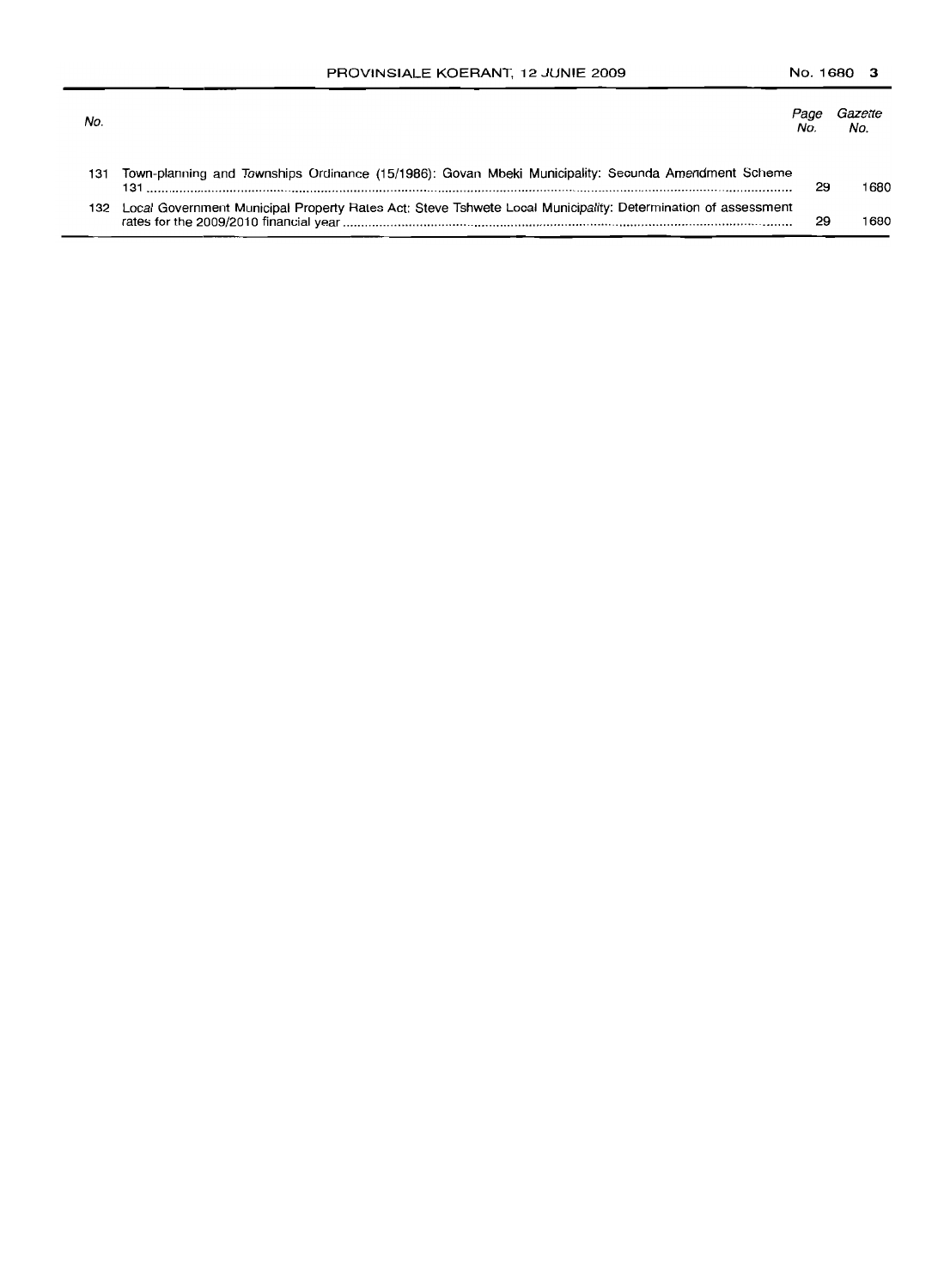| No. | | Page No. | Gazette No. |
|---|---|---|---|
| 131 | Town-planning and Townships Ordinance (15/1986): Govan Mbeki Municipality: Secunda Amendment Scheme 131 | 29 | 1680 |
| 132 | Local Government Municipal Property Rates Act: Steve Tshwete Local Municipality: Determination of assessment rates for the 2009/2010 financial year | 29 | 1680 |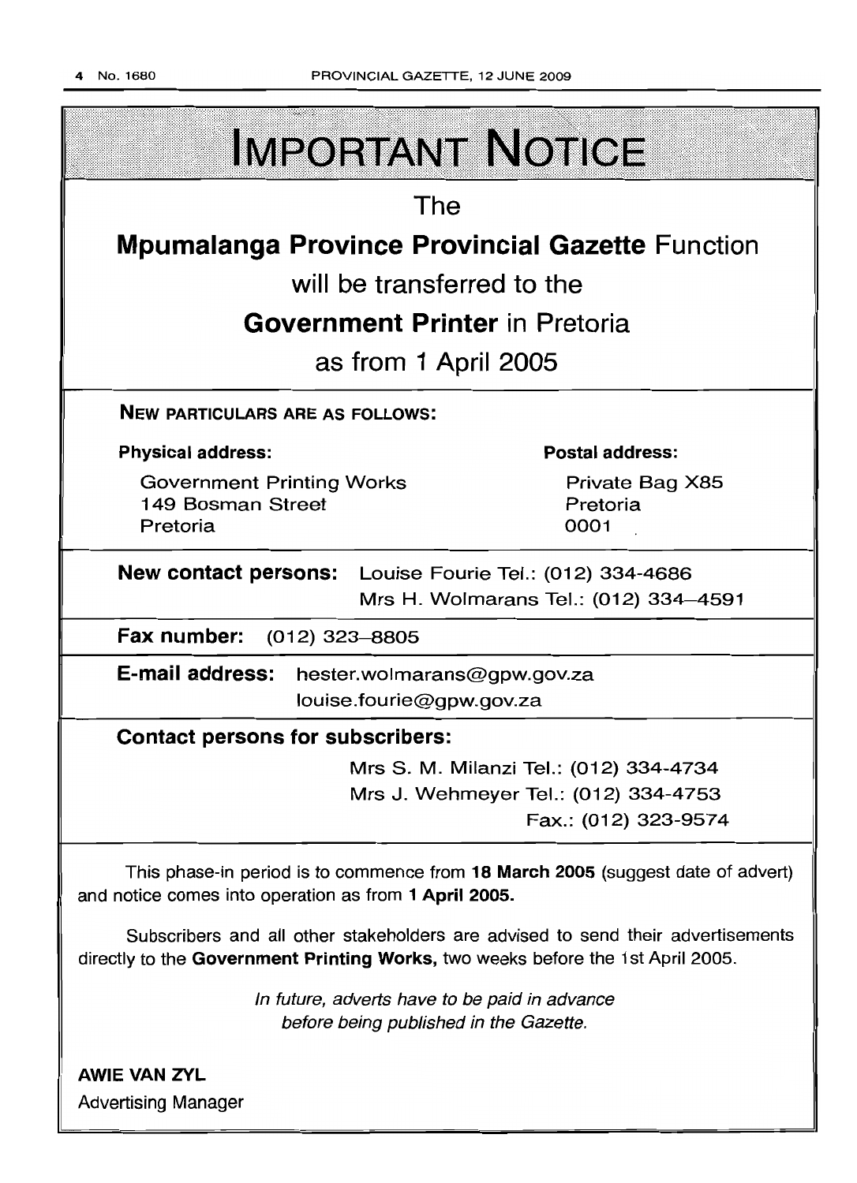# IMPORTANT NOTICE

The

**Mpumalanga Province Provincial Gazette** Function

will be transferred to the

**Government Printer** in Pretoria

as from 1 April 2005

**NEW PARTICULARS ARE AS FOLLOWS:**

**Physical address:**

Government Printing Works
149 Bosman Street
Pretoria

**Postal address:**

Private Bag X85
Pretoria
0001

**New contact persons:** Louise Fourie Tel.: (012) 334-4686
Mrs H. Wolmarans Tel.: (012) 334–4591

**Fax number:** (012) 323–8805

**E-mail address:** hester.wolmarans@gpw.gov.za
louise.fourie@gpw.gov.za

**Contact persons for subscribers:**

Mrs S. M. Milanzi Tel.: (012) 334-4734
Mrs J. Wehmeyer Tel.: (012) 334-4753
Fax.: (012) 323-9574

This phase-in period is to commence from **18 March 2005** (suggest date of advert) and notice comes into operation as from **1 April 2005.**

Subscribers and all other stakeholders are advised to send their advertisements directly to the **Government Printing Works,** two weeks before the 1st April 2005.

*In future, adverts have to be paid in advance before being published in the Gazette.*

**AWIE VAN ZYL**
Advertising Manager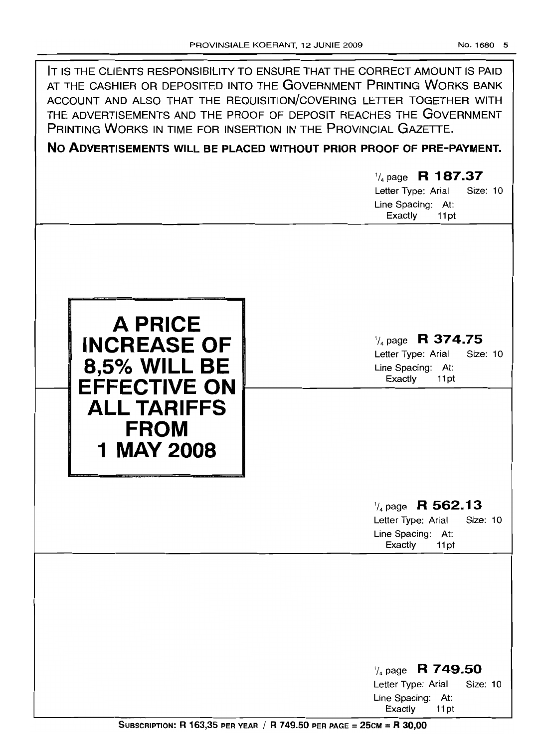IT IS THE CLIENTS RESPONSIBILITY TO ENSURE THAT THE CORRECT AMOUNT IS PAID AT THE CASHIER OR DEPOSITED INTO THE GOVERNMENT PRINTING WORKS BANK ACCOUNT AND ALSO THAT THE REQUISITION/COVERING LETTER TOGETHER WITH THE ADVERTISEMENTS AND THE PROOF OF DEPOSIT REACHES THE GOVERNMENT PRINTING WORKS IN TIME FOR INSERTION IN THE PROVINCIAL GAZETTE.

**NO ADVERTISEMENTS WILL BE PLACED WITHOUT PRIOR PROOF OF PRE-PAYMENT.**

1/4 page **R 187.37**
Letter Type: Arial Size: 10
Line Spacing: At: Exactly 11pt

**A PRICE INCREASE OF 8,5% WILL BE EFFECTIVE ON ALL TARIFFS FROM 1 MAY 2008**

1/4 page **R 374.75**
Letter Type: Arial Size: 10
Line Spacing: At: Exactly 11pt

1/4 page **R 562.13**
Letter Type: Arial Size: 10
Line Spacing: At: Exactly 11pt

1/4 page **R 749.50**
Letter Type: Arial Size: 10
Line Spacing: At: Exactly 11pt

**SUBSCRIPTION: R 163,35 PER YEAR / R 749.50 PER PAGE = 25CM = R 30,00**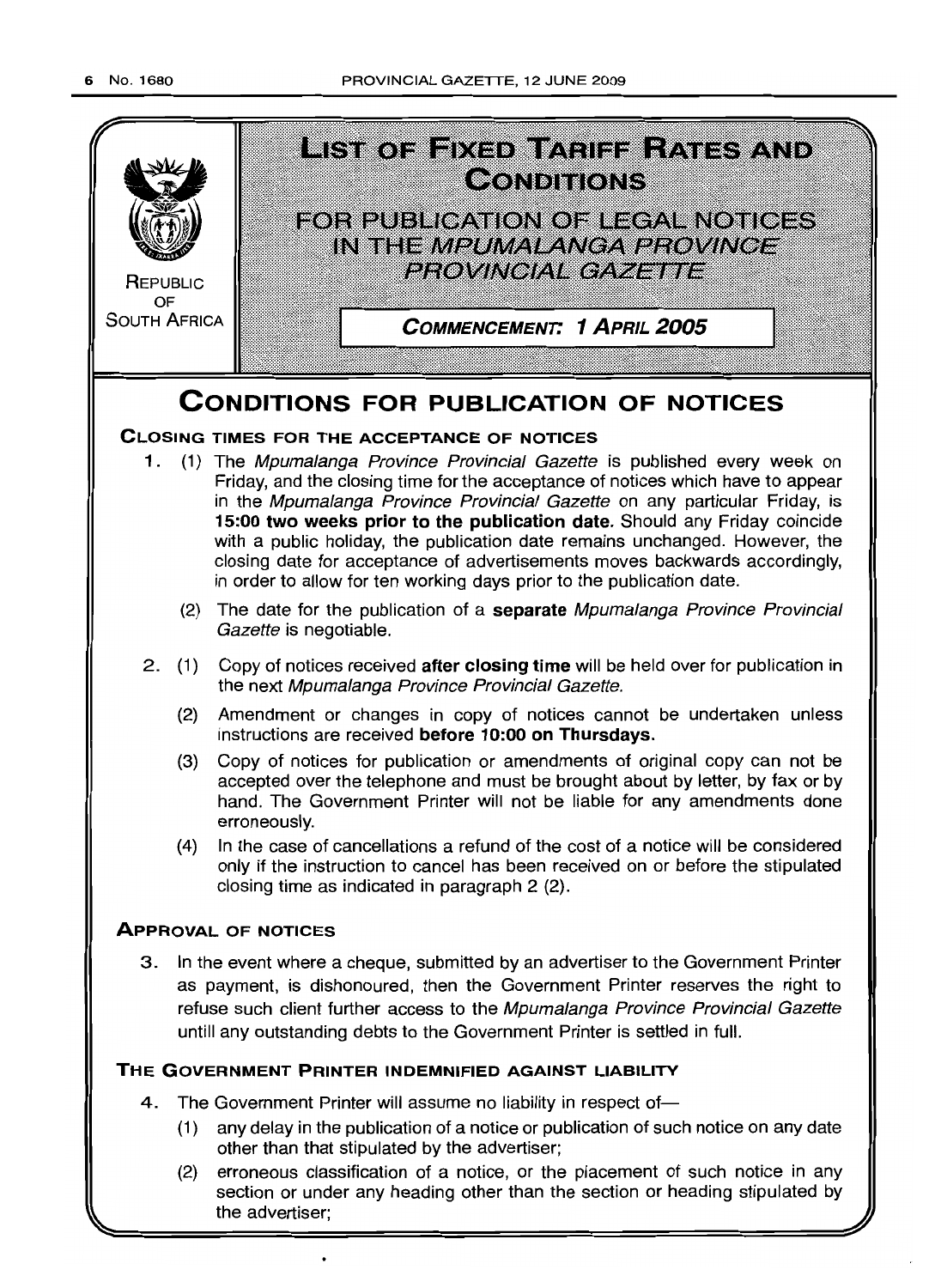REPUBLIC OF SOUTH AFRICA

# LIST OF FIXED TARIFF RATES AND CONDITIONS

## FOR PUBLICATION OF LEGAL NOTICES IN THE *MPUMALANGA PROVINCE PROVINCIAL GAZETTE*

**COMMENCEMENT: 1 APRIL 2005**

# CONDITIONS FOR PUBLICATION OF NOTICES

### CLOSING TIMES FOR THE ACCEPTANCE OF NOTICES

1. (1) The *Mpumalanga Province Provincial Gazette* is published every week on Friday, and the closing time for the acceptance of notices which have to appear in the *Mpumalanga Province Provincial Gazette* on any particular Friday, is **15:00 two weeks prior to the publication date.** Should any Friday coincide with a public holiday, the publication date remains unchanged. However, the closing date for acceptance of advertisements moves backwards accordingly, in order to allow for ten working days prior to the publication date.

   (2) The date for the publication of a **separate** *Mpumalanga Province Provincial Gazette* is negotiable.

2. (1) Copy of notices received **after closing time** will be held over for publication in the next *Mpumalanga Province Provincial Gazette.*

   (2) Amendment or changes in copy of notices cannot be undertaken unless instructions are received **before 10:00 on Thursdays.**

   (3) Copy of notices for publication or amendments of original copy can not be accepted over the telephone and must be brought about by letter, by fax or by hand. The Government Printer will not be liable for any amendments done erroneously.

   (4) In the case of cancellations a refund of the cost of a notice will be considered only if the instruction to cancel has been received on or before the stipulated closing time as indicated in paragraph 2 (2).

### APPROVAL OF NOTICES

3. In the event where a cheque, submitted by an advertiser to the Government Printer as payment, is dishonoured, then the Government Printer reserves the right to refuse such client further access to the *Mpumalanga Province Provincial Gazette* untill any outstanding debts to the Government Printer is settled in full.

### THE GOVERNMENT PRINTER INDEMNIFIED AGAINST LIABILITY

4. The Government Printer will assume no liability in respect of—

   (1) any delay in the publication of a notice or publication of such notice on any date other than that stipulated by the advertiser;

   (2) erroneous classification of a notice, or the placement of such notice in any section or under any heading other than the section or heading stipulated by the advertiser;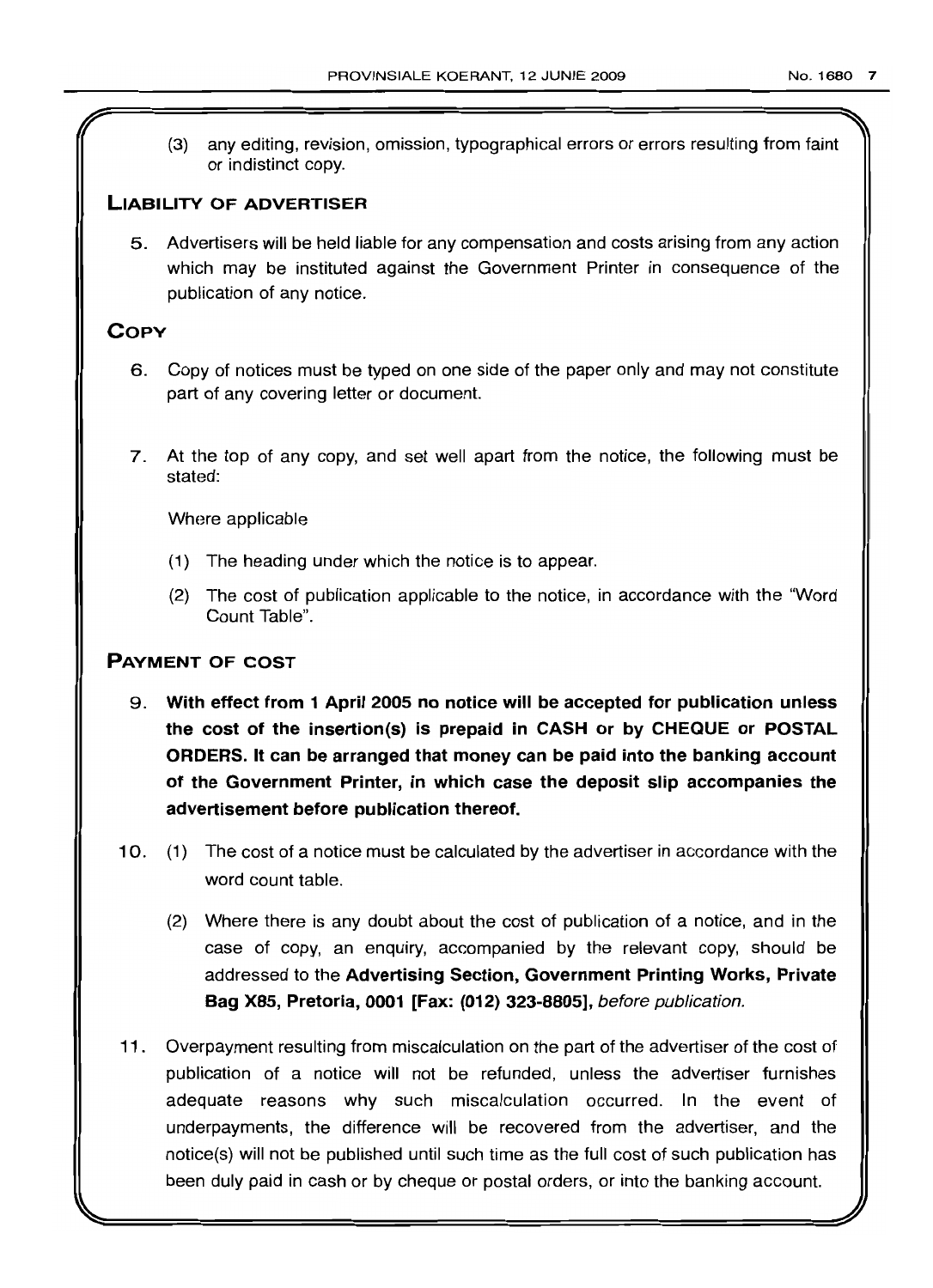(3) any editing, revision, omission, typographical errors or errors resulting from faint or indistinct copy.

## LIABILITY OF ADVERTISER

5. Advertisers will be held liable for any compensation and costs arising from any action which may be instituted against the Government Printer in consequence of the publication of any notice.

## COPY

6. Copy of notices must be typed on one side of the paper only and may not constitute part of any covering letter or document.

7. At the top of any copy, and set well apart from the notice, the following must be stated:

   Where applicable

   (1) The heading under which the notice is to appear.

   (2) The cost of publication applicable to the notice, in accordance with the "Word Count Table".

## PAYMENT OF COST

9. **With effect from 1 April 2005 no notice will be accepted for publication unless the cost of the insertion(s) is prepaid in CASH or by CHEQUE or POSTAL ORDERS. It can be arranged that money can be paid into the banking account of the Government Printer, in which case the deposit slip accompanies the advertisement before publication thereof.**

10. (1) The cost of a notice must be calculated by the advertiser in accordance with the word count table.

    (2) Where there is any doubt about the cost of publication of a notice, and in the case of copy, an enquiry, accompanied by the relevant copy, should be addressed to the **Advertising Section, Government Printing Works, Private Bag X85, Pretoria, 0001 [Fax: (012) 323-8805],** *before publication.*

11. Overpayment resulting from miscalculation on the part of the advertiser of the cost of publication of a notice will not be refunded, unless the advertiser furnishes adequate reasons why such miscalculation occurred. In the event of underpayments, the difference will be recovered from the advertiser, and the notice(s) will not be published until such time as the full cost of such publication has been duly paid in cash or by cheque or postal orders, or into the banking account.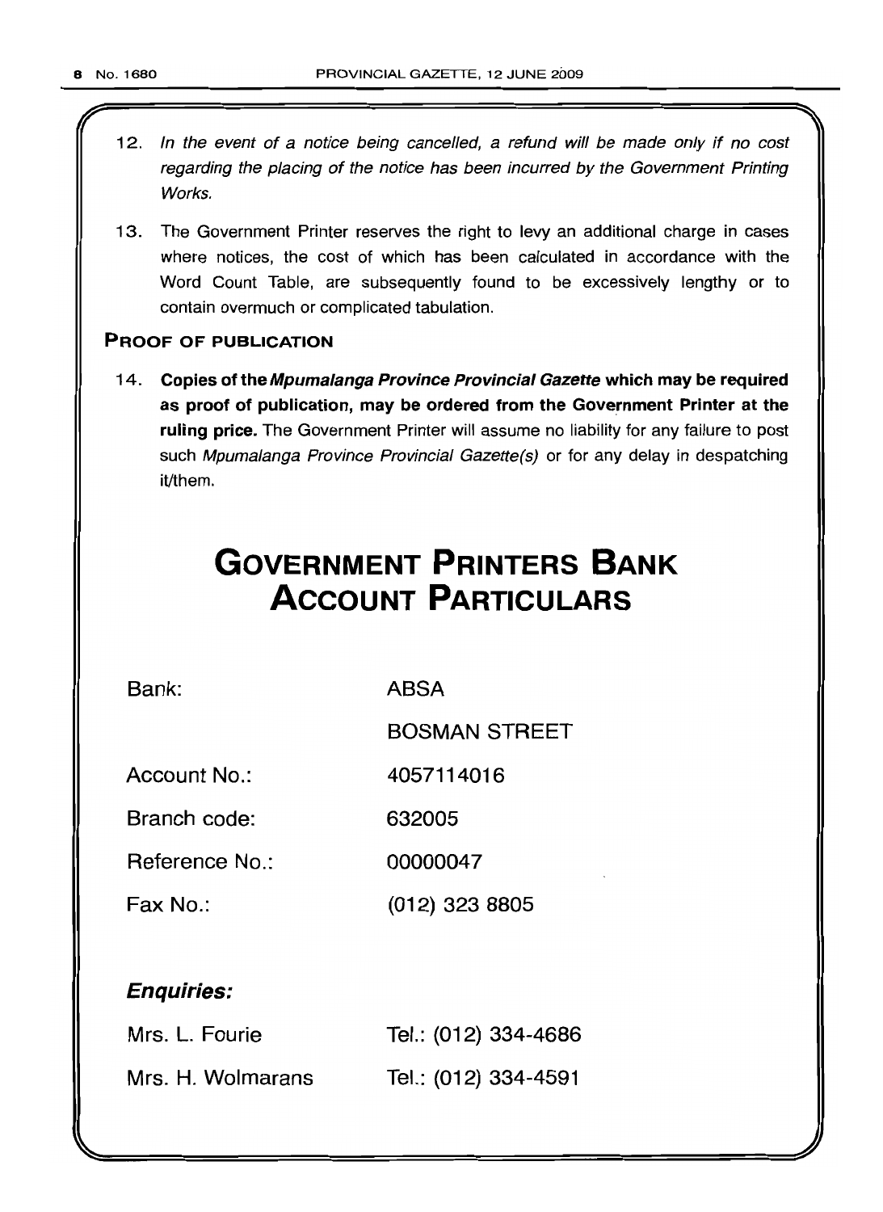12. *In the event of a notice being cancelled, a refund will be made only if no cost regarding the placing of the notice has been incurred by the Government Printing Works.*

13. The Government Printer reserves the right to levy an additional charge in cases where notices, the cost of which has been calculated in accordance with the Word Count Table, are subsequently found to be excessively lengthy or to contain overmuch or complicated tabulation.

## PROOF OF PUBLICATION

14. **Copies of the *Mpumalanga Province Provincial Gazette* which may be required as proof of publication, may be ordered from the Government Printer at the ruling price.** The Government Printer will assume no liability for any failure to post such *Mpumalanga Province Provincial Gazette(s)* or for any delay in despatching it/them.

# GOVERNMENT PRINTERS BANK ACCOUNT PARTICULARS

| | |
|---|---|
| Bank: | ABSA |
| | BOSMAN STREET |
| Account No.: | 4057114016 |
| Branch code: | 632005 |
| Reference No.: | 00000047 |
| Fax No.: | (012) 323 8805 |

### *Enquiries:*

| | |
|---|---|
| Mrs. L. Fourie | Tel.: (012) 334-4686 |
| Mrs. H. Wolmarans | Tel.: (012) 334-4591 |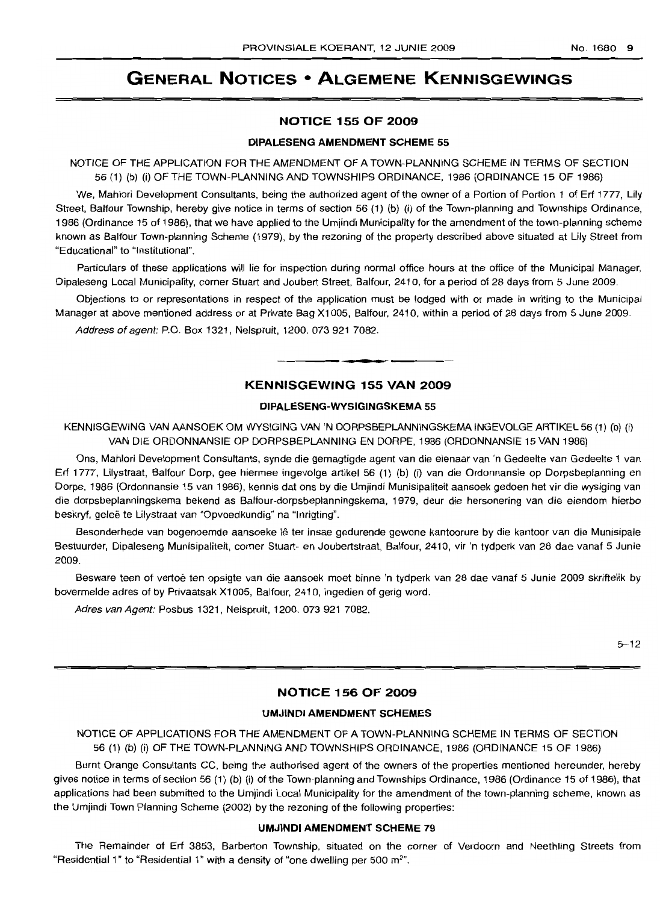# GENERAL NOTICES • ALGEMENE KENNISGEWINGS

## NOTICE 155 OF 2009

### DIPALESENG AMENDMENT SCHEME 55

NOTICE OF THE APPLICATION FOR THE AMENDMENT OF A TOWN-PLANNING SCHEME IN TERMS OF SECTION 56 (1) (b) (i) OF THE TOWN-PLANNING AND TOWNSHIPS ORDINANCE, 1986 (ORDINANCE 15 OF 1986)

We, Mahlori Development Consultants, being the authorized agent of the owner of a Portion of Portion 1 of Erf 1777, Lily Street, Balfour Township, hereby give notice in terms of section 56 (1) (b) (i) of the Town-planning and Townships Ordinance, 1986 (Ordinance 15 of 1986), that we have applied to the Umjindi Municipality for the amendment of the town-planning scheme known as Balfour Town-planning Scheme (1979), by the rezoning of the property described above situated at Lily Street from "Educational" to "Institutional".

Particulars of these applications will lie for inspection during normal office hours at the office of the Municipal Manager, Dipaleseng Local Municipality, corner Stuart and Joubert Street, Balfour, 2410, for a period of 28 days from 5 June 2009.

Objections to or representations in respect of the application must be lodged with or made in writing to the Municipal Manager at above mentioned address or at Private Bag X1005, Balfour, 2410, within a period of 28 days from 5 June 2009.

*Address of agent:* P.O. Box 1321, Nelspruit, 1200. 073 921 7082.

---

## KENNISGEWING 155 VAN 2009

### DIPALESENG-WYSIGINGSKEMA 55

KENNISGEWING VAN AANSOEK OM WYSIGING VAN 'N DORPSBEPLANNINGSKEMA INGEVOLGE ARTIKEL 56 (1) (b) (i) VAN DIE ORDONNANSIE OP DORPSBEPLANNING EN DORPE, 1986 (ORDONNANSIE 15 VAN 1986)

Ons, Mahlori Development Consultants, synde die gemagtigde agent van die eienaar van 'n Gedeelte van Gedeelte 1 van Erf 1777, Lilystraat, Balfour Dorp, gee hiermee ingevolge artikel 56 (1) (b) (i) van die Ordonnansie op Dorpsbeplanning en Dorpe, 1986 (Ordonnansie 15 van 1986), kennis dat ons by die Umjindi Munisipaliteit aansoek gedoen het vir die wysiging van die dorpsbeplanningskema bekend as Balfour-dorpsbeplanningskema, 1979, deur die hersonering van die eiendom hierbo beskryf, geleë te Lilystraat van "Opvoedkundig" na "Inrigting".

Besonderhede van bogenoemde aansoeke lê ter insae gedurende gewone kantoorure by die kantoor van die Munisipale Bestuurder, Dipaleseng Munisipaliteit, corner Stuart- en Joubertstraat, Balfour, 2410, vir 'n tydperk van 28 dae vanaf 5 Junie 2009.

Besware teen of vertoë ten opsigte van die aansoek moet binne 'n tydperk van 28 dae vanaf 5 Junie 2009 skriftelik by bovermelde adres of by Privaatsak X1005, Balfour, 2410, ingedien of gerig word.

*Adres van Agent:* Posbus 1321, Nelspruit, 1200. 073 921 7082.

5–12

---

## NOTICE 156 OF 2009

### UMJINDI AMENDMENT SCHEMES

NOTICE OF APPLICATIONS FOR THE AMENDMENT OF A TOWN-PLANNING SCHEME IN TERMS OF SECTION 56 (1) (b) (i) OF THE TOWN-PLANNING AND TOWNSHIPS ORDINANCE, 1986 (ORDINANCE 15 OF 1986)

Burnt Orange Consultants CC, being the authorised agent of the owners of the properties mentioned hereunder, hereby gives notice in terms of section 56 (1) (b) (i) of the Town-planning and Townships Ordinance, 1986 (Ordinance 15 of 1986), that applications had been submitted to the Umjindi Local Municipality for the amendment of the town-planning scheme, known as the Umjindi Town Planning Scheme (2002) by the rezoning of the following properties:

### UMJINDI AMENDMENT SCHEME 79

The Remainder of Erf 3853, Barberton Township, situated on the corner of Verdoorn and Neethling Streets from "Residential 1" to "Residential 1" with a density of "one dwelling per 500 m²".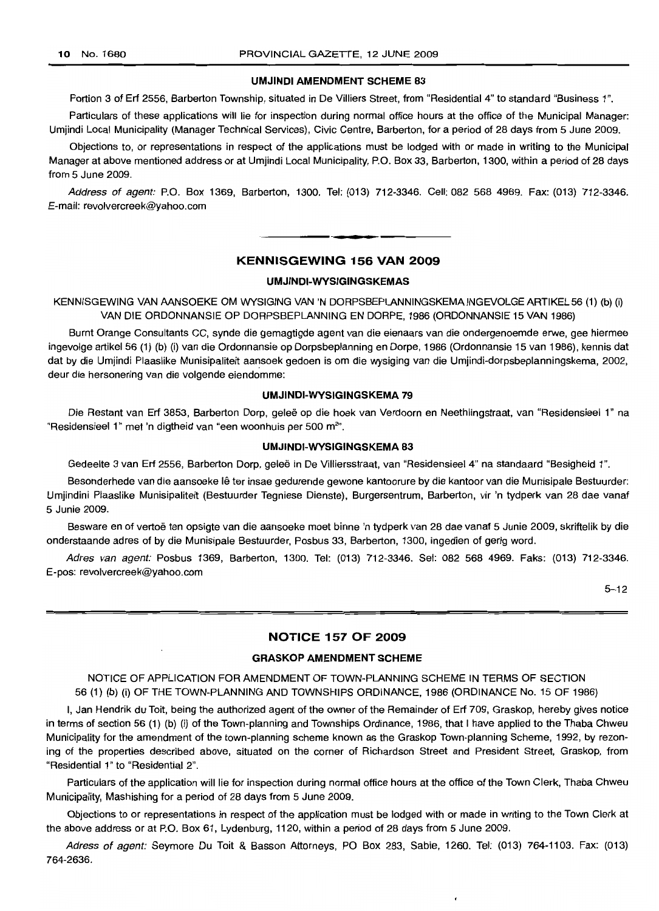### UMJINDI AMENDMENT SCHEME 83

Portion 3 of Erf 2556, Barberton Township, situated in De Villiers Street, from "Residential 4" to standard "Business 1".

Particulars of these applications will lie for inspection during normal office hours at the office of the Municipal Manager: Umjindi Local Municipality (Manager Technical Services), Civic Centre, Barberton, for a period of 28 days from 5 June 2009.

Objections to, or representations in respect of the applications must be lodged with or made in writing to the Municipal Manager at above mentioned address or at Umjindi Local Municipality, P.O. Box 33, Barberton, 1300, within a period of 28 days from 5 June 2009.

*Address of agent:* P.O. Box 1369, Barberton, 1300. Tel: (013) 712-3346. Cell: 082 568 4969. Fax: (013) 712-3346. E-mail: revolvercreek@yahoo.com

## KENNISGEWING 156 VAN 2009

### UMJINDI-WYSIGINGSKEMAS

KENNISGEWING VAN AANSOEKE OM WYSIGING VAN 'N DORPSBEPLANNINGSKEMA INGEVOLGE ARTIKEL 56 (1) (b) (i) VAN DIE ORDONNANSIE OP DORPSBEPLANNING EN DORPE, 1986 (ORDONNANSIE 15 VAN 1986)

Burnt Orange Consultants CC, synde die gemagtigde agent van die eienaars van die ondergenoemde erwe, gee hiermee ingevolge artikel 56 (1) (b) (i) van die Ordonnansie op Dorpsbeplanning en Dorpe, 1986 (Ordonnansie 15 van 1986), kennis dat dat by die Umjindi Plaaslike Munisipaliteit aansoek gedoen is om die wysiging van die Umjindi-dorpsbeplanningskema, 2002, deur die hersonering van die volgende eiendomme:

### UMJINDI-WYSIGINGSKEMA 79

Die Restant van Erf 3853, Barberton Dorp, geleë op die hoek van Verdoorn en Neethlingstraat, van "Residensieel 1" na "Residensieel 1" met 'n digtheid van "een woonhuis per 500 m$^2$".

### UMJINDI-WYSIGINGSKEMA 83

Gedeelte 3 van Erf 2556, Barberton Dorp, geleë in De Villiersstraat, van "Residensieel 4" na standaard "Besigheid 1".

Besonderhede van die aansoeke lê ter insae gedurende gewone kantoorure by die kantoor van die Munisipale Bestuurder: Umjindini Plaaslike Munisipaliteit (Bestuurder Tegniese Dienste), Burgersentrum, Barberton, vir 'n tydperk van 28 dae vanaf 5 Junie 2009.

Besware en of vertoë ten opsigte van die aansoeke moet binne 'n tydperk van 28 dae vanaf 5 Junie 2009, skriftelik by die onderstaande adres of by die Munisipale Bestuurder, Posbus 33, Barberton, 1300, ingedien of gerig word.

*Adres van agent:* Posbus 1369, Barberton, 1300. Tel: (013) 712-3346. Sel: 082 568 4969. Faks: (013) 712-3346. E-pos: revolvercreek@yahoo.com

5–12

## NOTICE 157 OF 2009

### GRASKOP AMENDMENT SCHEME

NOTICE OF APPLICATION FOR AMENDMENT OF TOWN-PLANNING SCHEME IN TERMS OF SECTION 56 (1) (b) (i) OF THE TOWN-PLANNING AND TOWNSHIPS ORDINANCE, 1986 (ORDINANCE No. 15 OF 1986)

I, Jan Hendrik du Toit, being the authorized agent of the owner of the Remainder of Erf 709, Graskop, hereby gives notice in terms of section 56 (1) (b) (i) of the Town-planning and Townships Ordinance, 1986, that I have applied to the Thaba Chweu Municipality for the amendment of the town-planning scheme known as the Graskop Town-planning Scheme, 1992, by rezoning of the properties described above, situated on the corner of Richardson Street and President Street, Graskop, from "Residential 1" to "Residential 2".

Particulars of the application will lie for inspection during normal office hours at the office of the Town Clerk, Thaba Chweu Municipality, Mashishing for a period of 28 days from 5 June 2009.

Objections to or representations in respect of the application must be lodged with or made in writing to the Town Clerk at the above address or at P.O. Box 61, Lydenburg, 1120, within a period of 28 days from 5 June 2009.

*Adress of agent:* Seymore Du Toit & Basson Attorneys, PO Box 283, Sabie, 1260. Tel: (013) 764-1103. Fax: (013) 764-2636.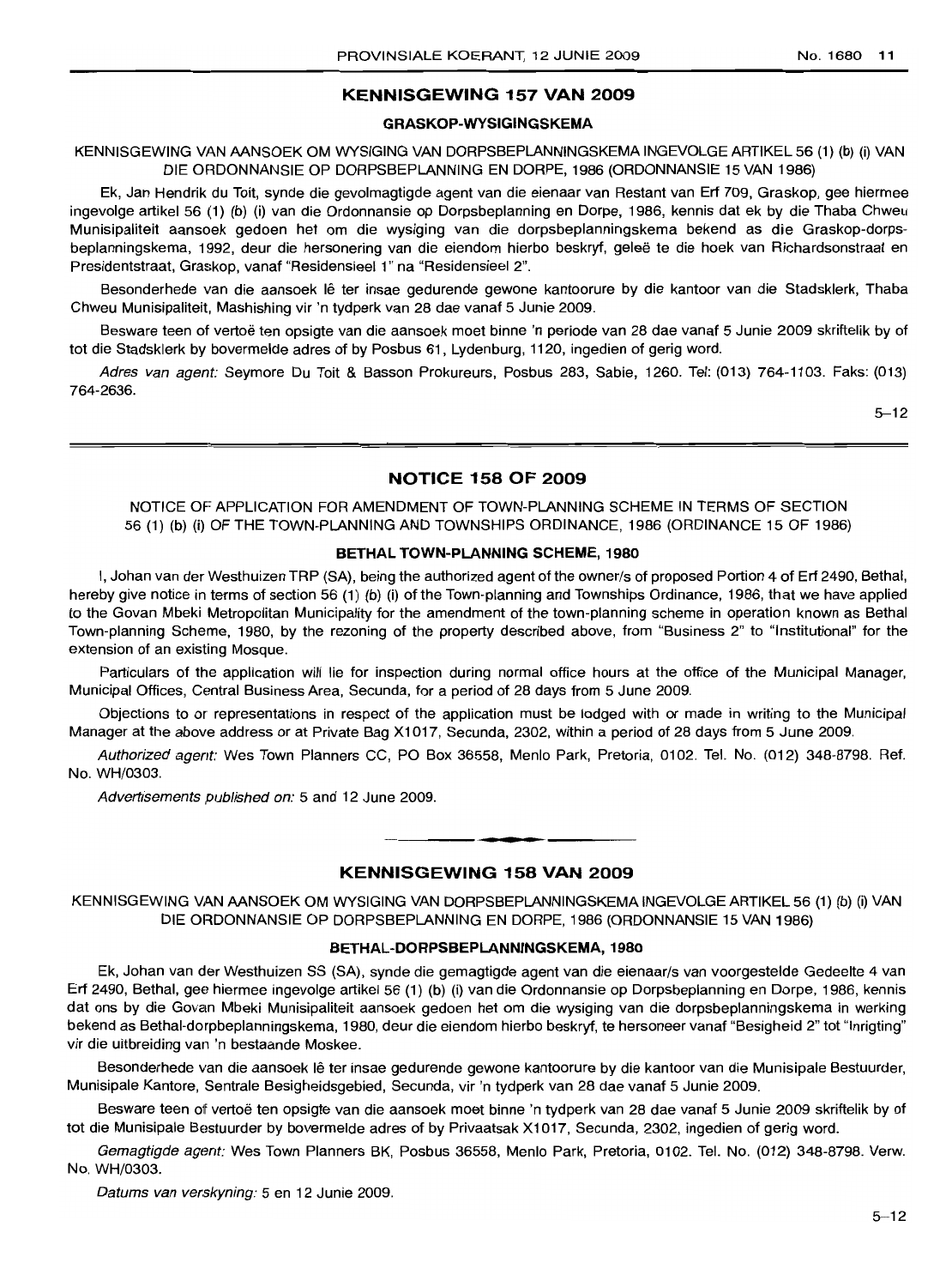## KENNISGEWING 157 VAN 2009

### GRASKOP-WYSIGINGSKEMA

KENNISGEWING VAN AANSOEK OM WYSIGING VAN DORPSBEPLANNINGSKEMA INGEVOLGE ARTIKEL 56 (1) (b) (i) VAN DIE ORDONNANSIE OP DORPSBEPLANNING EN DORPE, 1986 (ORDONNANSIE 15 VAN 1986)

Ek, Jan Hendrik du Toit, synde die gevolmagtigde agent van die eienaar van Restant van Erf 709, Graskop, gee hiermee ingevolge artikel 56 (1) (b) (i) van die Ordonnansie op Dorpsbeplanning en Dorpe, 1986, kennis dat ek by die Thaba Chweu Munisipaliteit aansoek gedoen het om die wysiging van die dorpsbeplanningskema bekend as die Graskop-dorpsbeplanningskema, 1992, deur die hersonering van die eiendom hierbo beskryf, geleë te die hoek van Richardsonstraat en Presidentstraat, Graskop, vanaf "Residensieel 1" na "Residensieel 2".

Besonderhede van die aansoek lê ter insae gedurende gewone kantoorure by die kantoor van die Stadsklerk, Thaba Chweu Munisipaliteit, Mashishing vir 'n tydperk van 28 dae vanaf 5 Junie 2009.

Besware teen of vertoë ten opsigte van die aansoek moet binne 'n periode van 28 dae vanaf 5 Junie 2009 skriftelik by of tot die Stadsklerk by bovermelde adres of by Posbus 61, Lydenburg, 1120, ingedien of gerig word.

*Adres van agent:* Seymore Du Toit & Basson Prokureurs, Posbus 283, Sabie, 1260. Tel: (013) 764-1103. Faks: (013) 764-2636.

5–12

## NOTICE 158 OF 2009

NOTICE OF APPLICATION FOR AMENDMENT OF TOWN-PLANNING SCHEME IN TERMS OF SECTION 56 (1) (b) (i) OF THE TOWN-PLANNING AND TOWNSHIPS ORDINANCE, 1986 (ORDINANCE 15 OF 1986)

### BETHAL TOWN-PLANNING SCHEME, 1980

I, Johan van der Westhuizen TRP (SA), being the authorized agent of the owner/s of proposed Portion 4 of Erf 2490, Bethal, hereby give notice in terms of section 56 (1) (b) (i) of the Town-planning and Townships Ordinance, 1986, that we have applied to the Govan Mbeki Metropolitan Municipality for the amendment of the town-planning scheme in operation known as Bethal Town-planning Scheme, 1980, by the rezoning of the property described above, from "Business 2" to "Institutional" for the extension of an existing Mosque.

Particulars of the application will lie for inspection during normal office hours at the office of the Municipal Manager, Municipal Offices, Central Business Area, Secunda, for a period of 28 days from 5 June 2009.

Objections to or representations in respect of the application must be lodged with or made in writing to the Municipal Manager at the above address or at Private Bag X1017, Secunda, 2302, within a period of 28 days from 5 June 2009.

*Authorized agent:* Wes Town Planners CC, PO Box 36558, Menlo Park, Pretoria, 0102. Tel. No. (012) 348-8798. Ref. No. WH/0303.

*Advertisements published on:* 5 and 12 June 2009.

## KENNISGEWING 158 VAN 2009

KENNISGEWING VAN AANSOEK OM WYSIGING VAN DORPSBEPLANNINGSKEMA INGEVOLGE ARTIKEL 56 (1) (b) (i) VAN DIE ORDONNANSIE OP DORPSBEPLANNING EN DORPE, 1986 (ORDONNANSIE 15 VAN 1986)

### BETHAL-DORPSBEPLANNINGSKEMA, 1980

Ek, Johan van der Westhuizen SS (SA), synde die gemagtigde agent van die eienaar/s van voorgestelde Gedeelte 4 van Erf 2490, Bethal, gee hiermee ingevolge artikel 56 (1) (b) (i) van die Ordonnansie op Dorpsbeplanning en Dorpe, 1986, kennis dat ons by die Govan Mbeki Munisipaliteit aansoek gedoen het om die wysiging van die dorpsbeplanningskema in werking bekend as Bethal-dorpbeplanningskema, 1980, deur die eiendom hierbo beskryf, te hersoneer vanaf "Besigheid 2" tot "Inrigting" vir die uitbreiding van 'n bestaande Moskee.

Besonderhede van die aansoek lê ter insae gedurende gewone kantoorure by die kantoor van die Munisipale Bestuurder, Munisipale Kantore, Sentrale Besigheidsgebied, Secunda, vir 'n tydperk van 28 dae vanaf 5 Junie 2009.

Besware teen of vertoë ten opsigte van die aansoek moet binne 'n tydperk van 28 dae vanaf 5 Junie 2009 skriftelik by of tot die Munisipale Bestuurder by bovermelde adres of by Privaatsak X1017, Secunda, 2302, ingedien of gerig word.

*Gemagtigde agent:* Wes Town Planners BK, Posbus 36558, Menlo Park, Pretoria, 0102. Tel. No. (012) 348-8798. Verw. No. WH/0303.

*Datums van verskyning:* 5 en 12 Junie 2009.

5–12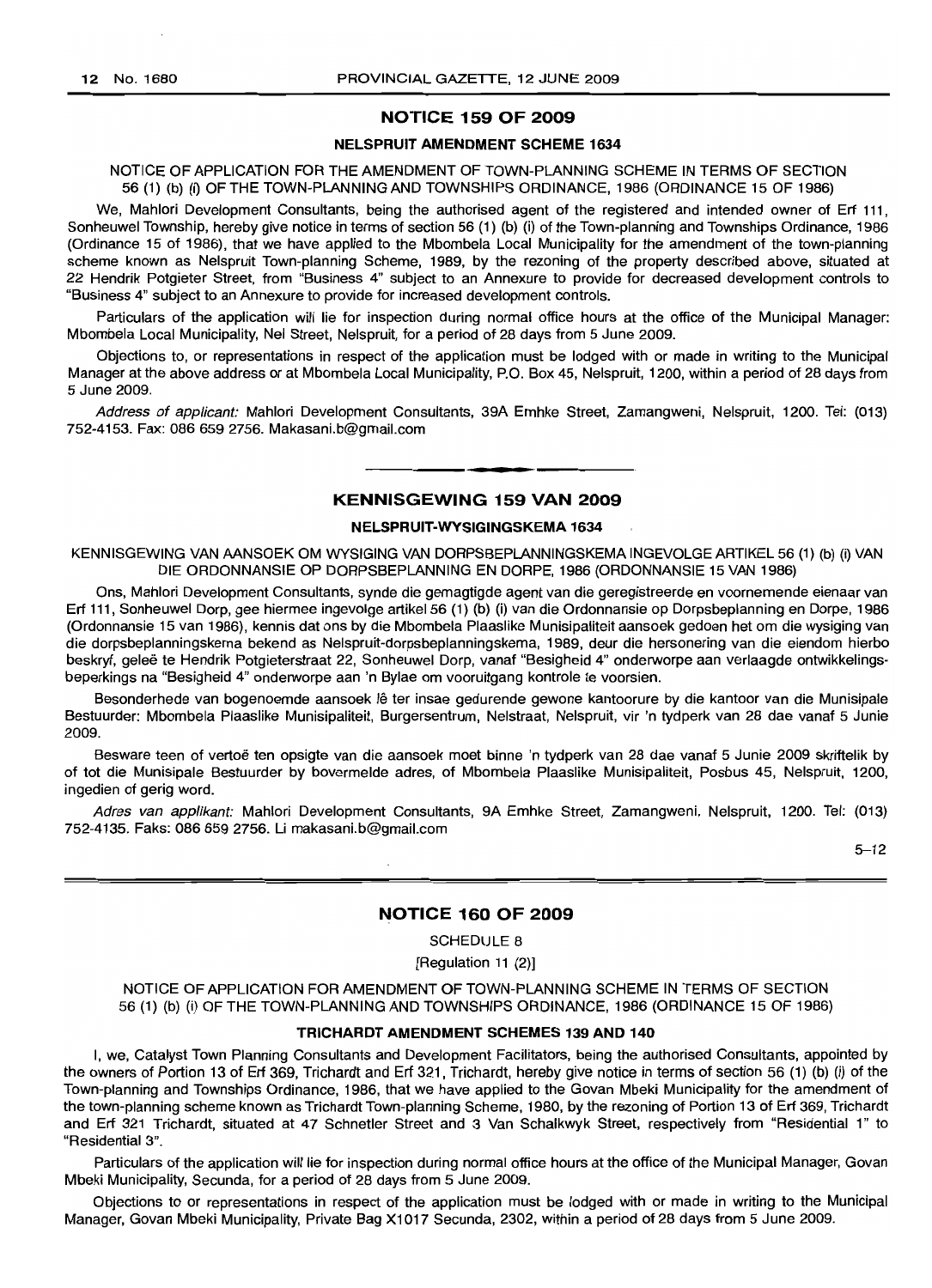## NOTICE 159 OF 2009

### NELSPRUIT AMENDMENT SCHEME 1634

NOTICE OF APPLICATION FOR THE AMENDMENT OF TOWN-PLANNING SCHEME IN TERMS OF SECTION 56 (1) (b) (i) OF THE TOWN-PLANNING AND TOWNSHIPS ORDINANCE, 1986 (ORDINANCE 15 OF 1986)

We, Mahlori Development Consultants, being the authorised agent of the registered and intended owner of Erf 111, Sonheuwel Township, hereby give notice in terms of section 56 (1) (b) (i) of the Town-planning and Townships Ordinance, 1986 (Ordinance 15 of 1986), that we have applied to the Mbombela Local Municipality for the amendment of the town-planning scheme known as Nelspruit Town-planning Scheme, 1989, by the rezoning of the property described above, situated at 22 Hendrik Potgieter Street, from "Business 4" subject to an Annexure to provide for decreased development controls to "Business 4" subject to an Annexure to provide for increased development controls.

Particulars of the application will lie for inspection during normal office hours at the office of the Municipal Manager: Mbombela Local Municipality, Nel Street, Nelspruit, for a period of 28 days from 5 June 2009.

Objections to, or representations in respect of the application must be lodged with or made in writing to the Municipal Manager at the above address or at Mbombela Local Municipality, P.O. Box 45, Nelspruit, 1200, within a period of 28 days from 5 June 2009.

*Address of applicant:* Mahlori Development Consultants, 39A Emhke Street, Zamangweni, Nelspruit, 1200. Tel: (013) 752-4153. Fax: 086 659 2756. Makasani.b@gmail.com

---

## KENNISGEWING 159 VAN 2009

### NELSPRUIT-WYSIGINGSKEMA 1634

KENNISGEWING VAN AANSOEK OM WYSIGING VAN DORPSBEPLANNINGSKEMA INGEVOLGE ARTIKEL 56 (1) (b) (i) VAN DIE ORDONNANSIE OP DORPSBEPLANNING EN DORPE, 1986 (ORDONNANSIE 15 VAN 1986)

Ons, Mahlori Development Consultants, synde die gemagtigde agent van die geregistreerde en voornemende eienaar van Erf 111, Sonheuwel Dorp, gee hiermee ingevolge artikel 56 (1) (b) (i) van die Ordonnansie op Dorpsbeplanning en Dorpe, 1986 (Ordonnansie 15 van 1986), kennis dat ons by die Mbombela Plaaslike Munisipaliteit aansoek gedoen het om die wysiging van die dorpsbeplanningskema bekend as Nelspruit-dorpsbeplanningskema, 1989, deur die hersonering van die eiendom hierbo beskryf, geleë te Hendrik Potgieterstraat 22, Sonheuwel Dorp, vanaf "Besigheid 4" onderworpe aan verlaagde ontwikkelingsbeperkings na "Besigheid 4" onderworpe aan 'n Bylae om vooruitgang kontrole te voorsien.

Besonderhede van bogenoemde aansoek lê ter insae gedurende gewone kantoorure by die kantoor van die Munisipale Bestuurder: Mbombela Plaaslike Munisipaliteit, Burgersentrum, Nelstraat, Nelspruit, vir 'n tydperk van 28 dae vanaf 5 Junie 2009.

Besware teen of vertoë ten opsigte van die aansoek moet binne 'n tydperk van 28 dae vanaf 5 Junie 2009 skriftelik by of tot die Munisipale Bestuurder by bovermelde adres, of Mbombela Plaaslike Munisipaliteit, Posbus 45, Nelspruit, 1200, ingedien of gerig word.

*Adres van applikant:* Mahlori Development Consultants, 9A Emhke Street, Zamangweni, Nelspruit, 1200. Tel: (013) 752-4135. Faks: 086 659 2756. Li makasani.b@gmail.com

5–12

---

## NOTICE 160 OF 2009

SCHEDULE 8

[Regulation 11 (2)]

NOTICE OF APPLICATION FOR AMENDMENT OF TOWN-PLANNING SCHEME IN TERMS OF SECTION 56 (1) (b) (i) OF THE TOWN-PLANNING AND TOWNSHIPS ORDINANCE, 1986 (ORDINANCE 15 OF 1986)

### TRICHARDT AMENDMENT SCHEMES 139 AND 140

I, we, Catalyst Town Planning Consultants and Development Facilitators, being the authorised Consultants, appointed by the owners of Portion 13 of Erf 369, Trichardt and Erf 321, Trichardt, hereby give notice in terms of section 56 (1) (b) (i) of the Town-planning and Townships Ordinance, 1986, that we have applied to the Govan Mbeki Municipality for the amendment of the town-planning scheme known as Trichardt Town-planning Scheme, 1980, by the rezoning of Portion 13 of Erf 369, Trichardt and Erf 321 Trichardt, situated at 47 Schnetler Street and 3 Van Schalkwyk Street, respectively from "Residential 1" to "Residential 3".

Particulars of the application will lie for inspection during normal office hours at the office of the Municipal Manager, Govan Mbeki Municipality, Secunda, for a period of 28 days from 5 June 2009.

Objections to or representations in respect of the application must be lodged with or made in writing to the Municipal Manager, Govan Mbeki Municipality, Private Bag X1017 Secunda, 2302, within a period of 28 days from 5 June 2009.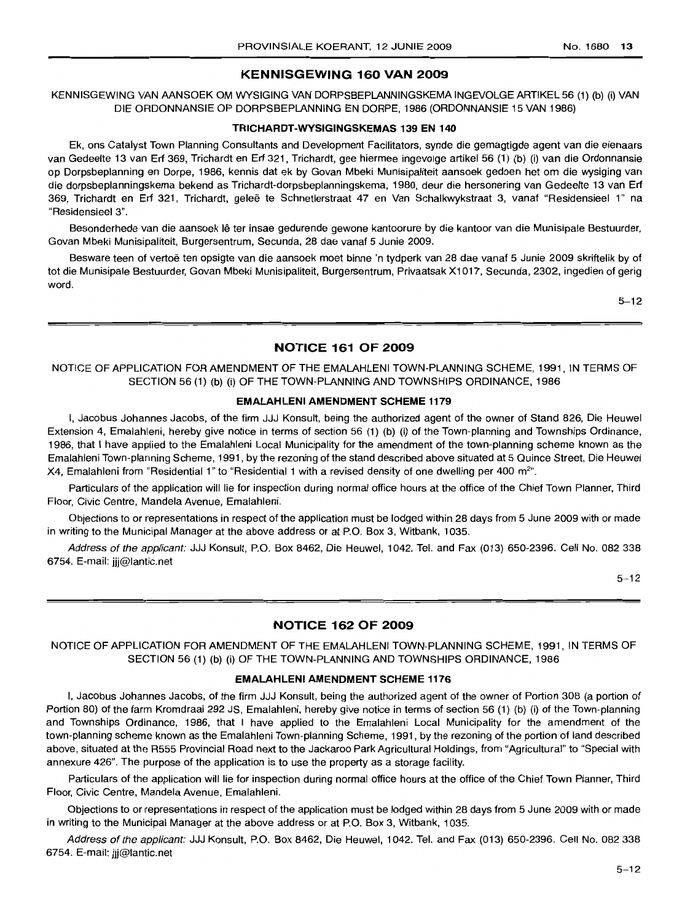## KENNISGEWING 160 VAN 2009

KENNISGEWING VAN AANSOEK OM WYSIGING VAN DORPSBEPLANNINGSKEMA INGEVOLGE ARTIKEL 56 (1) (b) (i) VAN DIE ORDONNANSIE OP DORPSBEPLANNING EN DORPE, 1986 (ORDONNANSIE 15 VAN 1986)

### TRICHARDT-WYSIGINGSKEMAS 139 EN 140

Ek, ons Catalyst Town Planning Consultants and Development Facilitators, synde die gemagtigde agent van die eienaars van Gedeelte 13 van Erf 369, Trichardt en Erf 321, Trichardt, gee hiermee ingevolge artikel 56 (1) (b) (i) van die Ordonnansie op Dorpsbeplanning en Dorpe, 1986, kennis dat ek by Govan Mbeki Munisipaliteit aansoek gedoen het om die wysiging van die dorpsbeplanningskema bekend as Trichardt-dorpsbeplanningskema, 1980, deur die hersonering van Gedeelte 13 van Erf 369, Trichardt en Erf 321, Trichardt, geleë te Schnetlerstraat 47 en Van Schalkwykstraat 3, vanaf "Residensieel 1" na "Residensieel 3".

Besonderhede van die aansoek lê ter insae gedurende gewone kantoorure by die kantoor van die Munisipale Bestuurder, Govan Mbeki Munisipaliteit, Burgersentrum, Secunda, 28 dae vanaf 5 Junie 2009.

Besware teen of vertoë ten opsigte van die aansoek moet binne 'n tydperk van 28 dae vanaf 5 Junie 2009 skriftelik by of tot die Munisipale Bestuurder, Govan Mbeki Munisipaliteit, Burgersentrum, Privaatsak X1017, Secunda, 2302, ingedien of gerig word.

5–12

## NOTICE 161 OF 2009

NOTICE OF APPLICATION FOR AMENDMENT OF THE EMALAHLENI TOWN-PLANNING SCHEME, 1991, IN TERMS OF SECTION 56 (1) (b) (i) OF THE TOWN-PLANNING AND TOWNSHIPS ORDINANCE, 1986

### EMALAHLENI AMENDMENT SCHEME 1179

I, Jacobus Johannes Jacobs, of the firm JJJ Konsult, being the authorized agent of the owner of Stand 826, Die Heuwel Extension 4, Emalahleni, hereby give notice in terms of section 56 (1) (b) (i) of the Town-planning and Townships Ordinance, 1986, that I have applied to the Emalahleni Local Municipality for the amendment of the town-planning scheme known as the Emalahleni Town-planning Scheme, 1991, by the rezoning of the stand described above situated at 5 Quince Street, Die Heuwel X4, Emalahleni from "Residential 1" to "Residential 1 with a revised density of one dwelling per 400 m$^2$".

Particulars of the application will lie for inspection during normal office hours at the office of the Chief Town Planner, Third Floor, Civic Centre, Mandela Avenue, Emalahleni.

Objections to or representations in respect of the application must be lodged within 28 days from 5 June 2009 with or made in writing to the Municipal Manager at the above address or at P.O. Box 3, Witbank, 1035.

*Address of the applicant:* JJJ Konsult, P.O. Box 8462, Die Heuwel, 1042. Tel. and Fax (013) 650-2396. Cell No. 082 338 6754. E-mail: jjj@lantic.net

5–12

## NOTICE 162 OF 2009

NOTICE OF APPLICATION FOR AMENDMENT OF THE EMALAHLENI TOWN-PLANNING SCHEME, 1991, IN TERMS OF SECTION 56 (1) (b) (i) OF THE TOWN-PLANNING AND TOWNSHIPS ORDINANCE, 1986

### EMALAHLENI AMENDMENT SCHEME 1176

I, Jacobus Johannes Jacobs, of the firm JJJ Konsult, being the authorized agent of the owner of Portion 308 (a portion of Portion 80) of the farm Kromdraai 292 JS, Emalahleni, hereby give notice in terms of section 56 (1) (b) (i) of the Town-planning and Townships Ordinance, 1986, that I have applied to the Emalahleni Local Municipality for the amendment of the town-planning scheme known as the Emalahleni Town-planning Scheme, 1991, by the rezoning of the portion of land described above, situated at the R555 Provincial Road next to the Jackaroo Park Agricultural Holdings, from "Agricultural" to "Special with annexure 426". The purpose of the application is to use the property as a storage facility.

Particulars of the application will lie for inspection during normal office hours at the office of the Chief Town Planner, Third Floor, Civic Centre, Mandela Avenue, Emalahleni.

Objections to or representations in respect of the application must be lodged within 28 days from 5 June 2009 with or made in writing to the Municipal Manager at the above address or at P.O. Box 3, Witbank, 1035.

*Address of the applicant:* JJJ Konsult, P.O. Box 8462, Die Heuwel, 1042. Tel. and Fax (013) 650-2396. Cell No. 082 338 6754. E-mail: jjj@lantic.net

5–12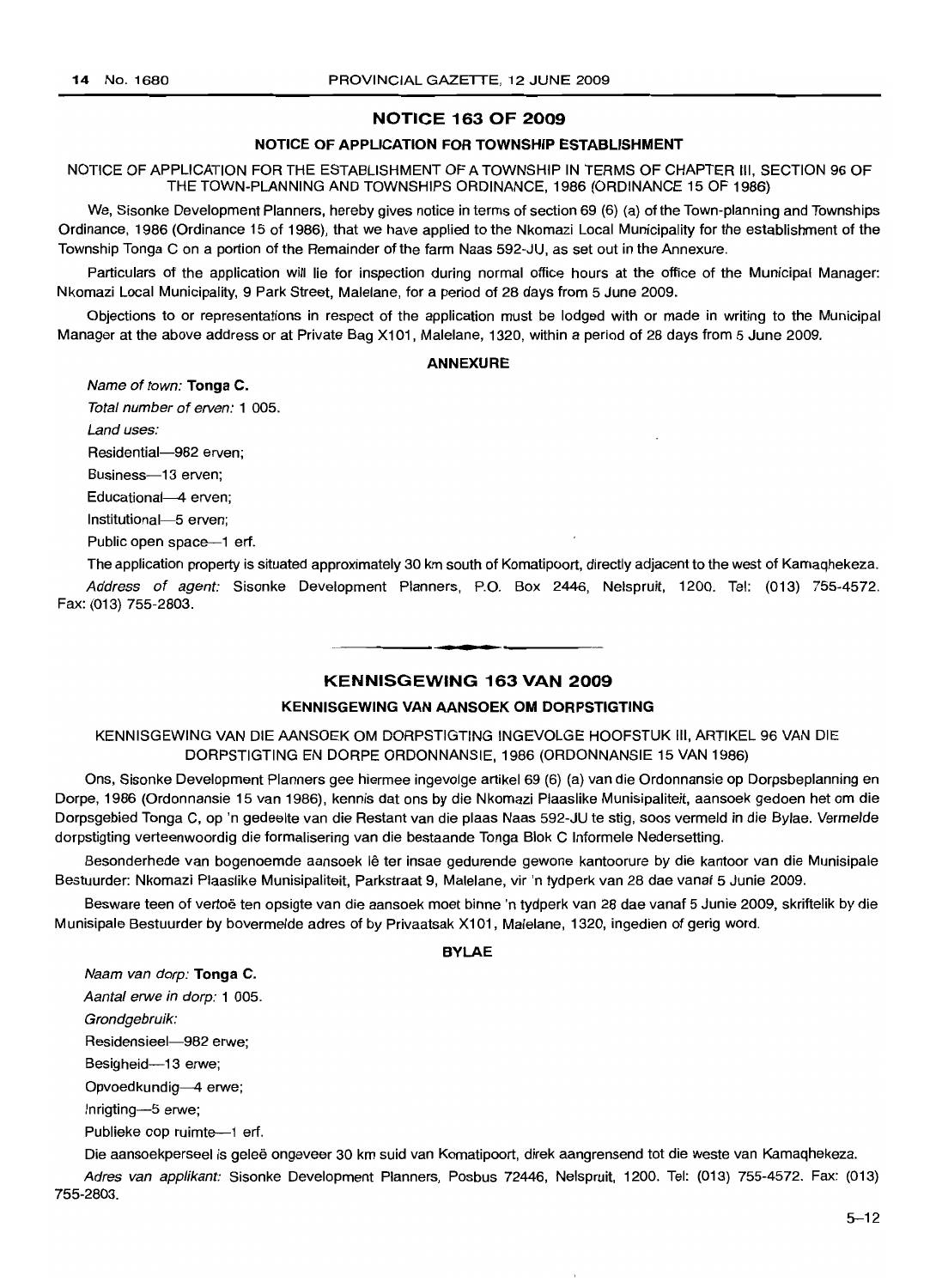## NOTICE 163 OF 2009

### NOTICE OF APPLICATION FOR TOWNSHIP ESTABLISHMENT

NOTICE OF APPLICATION FOR THE ESTABLISHMENT OF A TOWNSHIP IN TERMS OF CHAPTER III, SECTION 96 OF THE TOWN-PLANNING AND TOWNSHIPS ORDINANCE, 1986 (ORDINANCE 15 OF 1986)

We, Sisonke Development Planners, hereby gives notice in terms of section 69 (6) (a) of the Town-planning and Townships Ordinance, 1986 (Ordinance 15 of 1986), that we have applied to the Nkomazi Local Municipality for the establishment of the Township Tonga C on a portion of the Remainder of the farm Naas 592-JU, as set out in the Annexure.

Particulars of the application will lie for inspection during normal office hours at the office of the Municipal Manager: Nkomazi Local Municipality, 9 Park Street, Malelane, for a period of 28 days from 5 June 2009.

Objections to or representations in respect of the application must be lodged with or made in writing to the Municipal Manager at the above address or at Private Bag X101, Malelane, 1320, within a period of 28 days from 5 June 2009.

#### ANNEXURE

*Name of town:* **Tonga C.**

*Total number of erven:* 1 005.

*Land uses:*

Residential—982 erven;

Business—13 erven;

Educational—4 erven;

Institutional—5 erven;

Public open space—1 erf.

The application property is situated approximately 30 km south of Komatipoort, directly adjacent to the west of Kamaqhekeza.

*Address of agent:* Sisonke Development Planners, P.O. Box 2446, Nelspruit, 1200. Tel: (013) 755-4572. Fax: (013) 755-2803.

---

## KENNISGEWING 163 VAN 2009

### KENNISGEWING VAN AANSOEK OM DORPSTIGTING

KENNISGEWING VAN DIE AANSOEK OM DORPSTIGTING INGEVOLGE HOOFSTUK III, ARTIKEL 96 VAN DIE DORPSTIGTING EN DORPE ORDONNANSIE, 1986 (ORDONNANSIE 15 VAN 1986)

Ons, Sisonke Development Planners gee hiermee ingevolge artikel 69 (6) (a) van die Ordonnansie op Dorpsbeplanning en Dorpe, 1986 (Ordonnansie 15 van 1986), kennis dat ons by die Nkomazi Plaaslike Munisipaliteit, aansoek gedoen het om die Dorpsgebied Tonga C, op 'n gedeelte van die Restant van die plaas Naas 592-JU te stig, soos vermeld in die Bylae. Vermelde dorpstigting verteenwoordig die formalisering van die bestaande Tonga Blok C Informele Nedersetting.

Besonderhede van bogenoemde aansoek lê ter insae gedurende gewone kantoorure by die kantoor van die Munisipale Bestuurder: Nkomazi Plaaslike Munisipaliteit, Parkstraat 9, Malelane, vir 'n tydperk van 28 dae vanaf 5 Junie 2009.

Besware teen of vertoë ten opsigte van die aansoek moet binne 'n tydperk van 28 dae vanaf 5 Junie 2009, skriftelik by die Munisipale Bestuurder by bovermelde adres of by Privaatsak X101, Malelane, 1320, ingedien of gerig word.

#### BYLAE

*Naam van dorp:* **Tonga C.**

*Aantal erwe in dorp:* 1 005.

*Grondgebruik:*

Residensieel—982 erwe;

Besigheid—13 erwe;

Opvoedkundig—4 erwe;

Inrigting—5 erwe;

Publieke oop ruimte—1 erf.

Die aansoekperseel is geleë ongeveer 30 km suid van Komatipoort, direk aangrensend tot die weste van Kamaqhekeza.

*Adres van applikant:* Sisonke Development Planners, Posbus 72446, Nelspruit, 1200. Tel: (013) 755-4572. Fax: (013) 755-2803.

5–12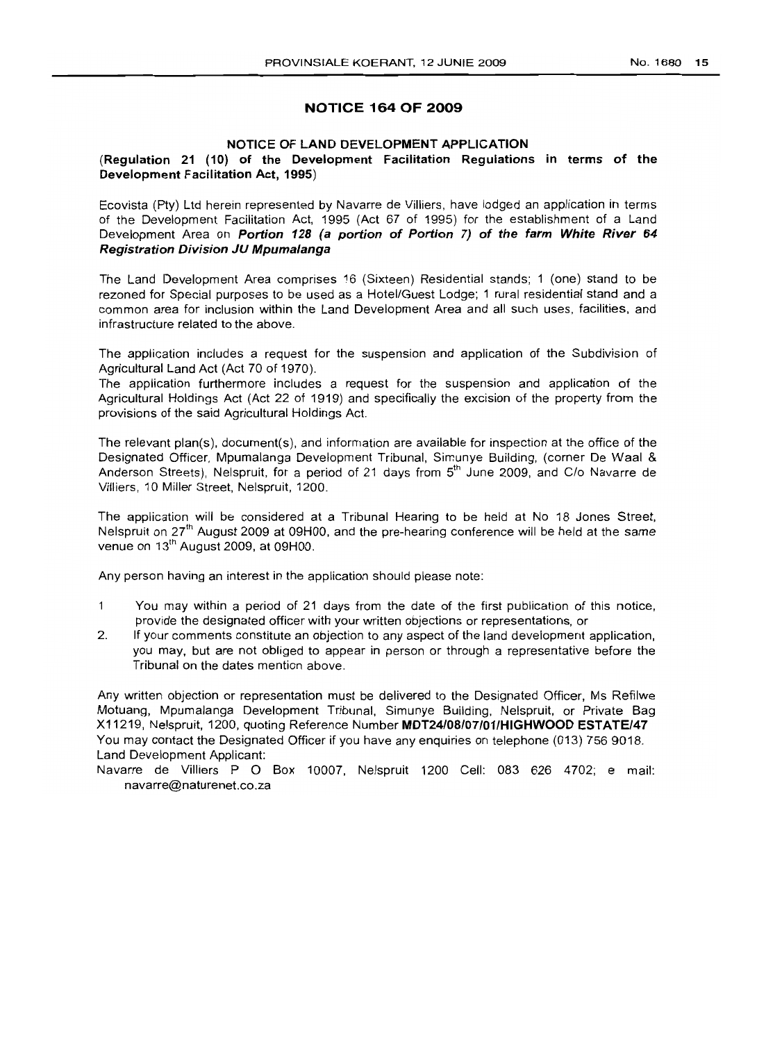## NOTICE 164 OF 2009

### NOTICE OF LAND DEVELOPMENT APPLICATION

**(Regulation 21 (10) of the Development Facilitation Regulations in terms of the Development Facilitation Act, 1995)**

Ecovista (Pty) Ltd herein represented by Navarre de Villiers, have lodged an application in terms of the Development Facilitation Act, 1995 (Act 67 of 1995) for the establishment of a Land Development Area on ***Portion 128 (a portion of Portion 7) of the farm White River 64 Registration Division JU Mpumalanga***

The Land Development Area comprises 16 (Sixteen) Residential stands; 1 (one) stand to be rezoned for Special purposes to be used as a Hotel/Guest Lodge; 1 rural residential stand and a common area for inclusion within the Land Development Area and all such uses, facilities, and infrastructure related to the above.

The application includes a request for the suspension and application of the Subdivision of Agricultural Land Act (Act 70 of 1970).

The application furthermore includes a request for the suspension and application of the Agricultural Holdings Act (Act 22 of 1919) and specifically the excision of the property from the provisions of the said Agricultural Holdings Act.

The relevant plan(s), document(s), and information are available for inspection at the office of the Designated Officer, Mpumalanga Development Tribunal, Simunye Building, (corner De Waal & Anderson Streets), Nelspruit, for a period of 21 days from 5th June 2009, and C/o Navarre de Villiers, 10 Miller Street, Nelspruit, 1200.

The application will be considered at a Tribunal Hearing to be held at No 18 Jones Street, Nelspruit on 27th August 2009 at 09H00, and the pre-hearing conference will be held at the same venue on 13th August 2009, at 09H00.

Any person having an interest in the application should please note:

1. You may within a period of 21 days from the date of the first publication of this notice, provide the designated officer with your written objections or representations, or
2. If your comments constitute an objection to any aspect of the land development application, you may, but are not obliged to appear in person or through a representative before the Tribunal on the dates mention above.

Any written objection or representation must be delivered to the Designated Officer, Ms Refilwe Motuang, Mpumalanga Development Tribunal, Simunye Building, Nelspruit, or Private Bag X11219, Nelspruit, 1200, quoting Reference Number **MDT24/08/07/01/HIGHWOOD ESTATE/47**

You may contact the Designated Officer if you have any enquiries on telephone (013) 756 9018.

Land Development Applicant:

Navarre de Villiers P O Box 10007, Nelspruit 1200 Cell: 083 626 4702; e mail: navarre@naturenet.co.za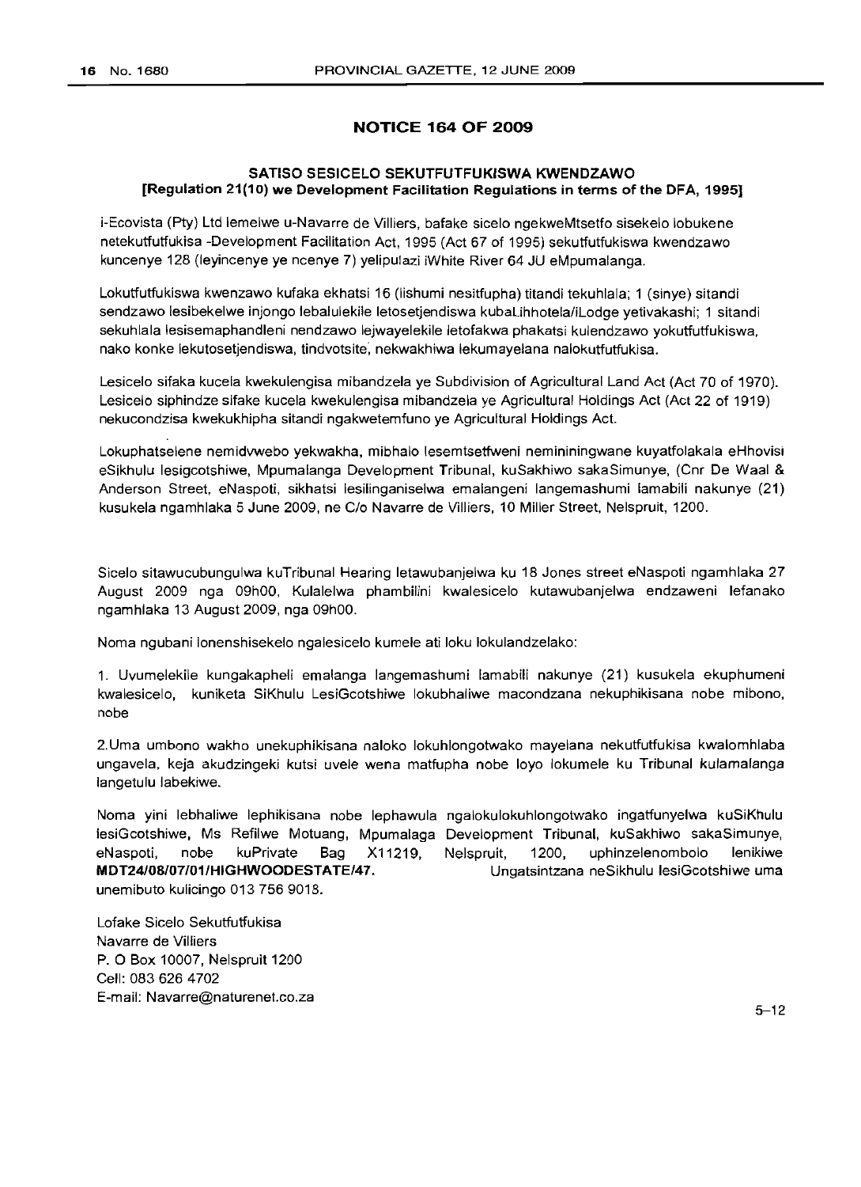## NOTICE 164 OF 2009

### SATISO SESICELO SEKUTFUTFUKISWA KWENDZAWO
### [Regulation 21(10) we Development Facilitation Regulations in terms of the DFA, 1995]

i-Ecovista (Pty) Ltd lemelwe u-Navarre de Villiers, bafake sicelo ngekweMtsetfo sisekelo lobukene netekutfutfukisa -Development Facilitation Act, 1995 (Act 67 of 1995) sekutfutfukiswa kwendzawo kuncenye 128 (leyincenye ye ncenye 7) yelipulazi iWhite River 64 JU eMpumalanga.

Lokutfutfukiswa kwenzawo kufaka ekhatsi 16 (lishumi nesitfupha) titandi tekuhlala; 1 (sinye) sitandi sendzawo lesibekelwe injongo lebalulekile letosetjendiswa kubaLihhotela/iLodge yetivakashi; 1 sitandi sekuhlala lesisemaphandleni nendzawo lejwayelekile letofakwa phakatsi kulendzawo yokutfutfukiswa, nako konke lekutosetjendiswa, tindvotsite, nekwakhiwa lekumayelana nalokutfutfukisa.

Lesicelo sifaka kucela kwekulengisa mibandzela ye Subdivision of Agricultural Land Act (Act 70 of 1970). Lesicelo siphindze sifake kucela kwekulengisa mibandzela ye Agricultural Holdings Act (Act 22 of 1919) nekucondzisa kwekukhipha sitandi ngakwetemfuno ye Agricultural Holdings Act.

Lokuphatselene nemidvwebo yekwakha, mibhalo lesemtsetfweni nemininingwane kuyatfolakala eHhovisi eSikhulu lesigcotshiwe, Mpumalanga Development Tribunal, kuSakhiwo sakaSimunye, (Cnr De Waal & Anderson Street, eNaspoti, sikhatsi lesilinganiselwa emalangeni langemashumi lamabili nakunye (21) kusukela ngamhlaka 5 June 2009, ne C/o Navarre de Villiers, 10 Miller Street, Nelspruit, 1200.

Sicelo sitawucubungulwa kuTribunal Hearing letawubanjelwa ku 18 Jones street eNaspoti ngamhlaka 27 August 2009 nga 09h00, Kulalelwa phambilini kwalesicelo kutawubanjelwa endzaweni lefanako ngamhlaka 13 August 2009, nga 09h00.

Noma ngubani lonenshisekelo ngalesicelo kumele ati loku lokulandzelako:

1. Uvumelekile kungakapheli emalanga langemashumi lamabili nakunye (21) kusukela ekuphumeni kwalesicelo, kuniketa SiKhulu LesiGcotshiwe lokubhaliwe macondzana nekuphikisana nobe mibono, nobe

2.Uma umbono wakho unekuphikisana naloko lokuhlongotwako mayelana nekutfutfukisa kwalomhlaba ungavela, keja akudzingeki kutsi uvele wena matfupha nobe loyo lokumele ku Tribunal kulamalanga langetulu labekiwe.

Noma yini lebhaliwe lephikisana nobe lephawula ngalokulokuhlongotwako ingatfunyelwa kuSiKhulu lesiGcotshiwe, Ms Refilwe Motuang, Mpumalaga Development Tribunal, kuSakhiwo sakaSimunye, eNaspoti, nobe kuPrivate Bag X11219, Nelspruit, 1200, uphinzelenombolo lenikiwe **MDT24/08/07/01/HIGHWOODESTATE/47.** Ungatsintzana neSikhulu lesiGcotshiwe uma unemibuto kulicingo 013 756 9018.

Lofake Sicelo Sekutfutfukisa
Navarre de Villiers
P. O Box 10007, Nelspruit 1200
Cell: 083 626 4702
E-mail: Navarre@naturenet.co.za

5–12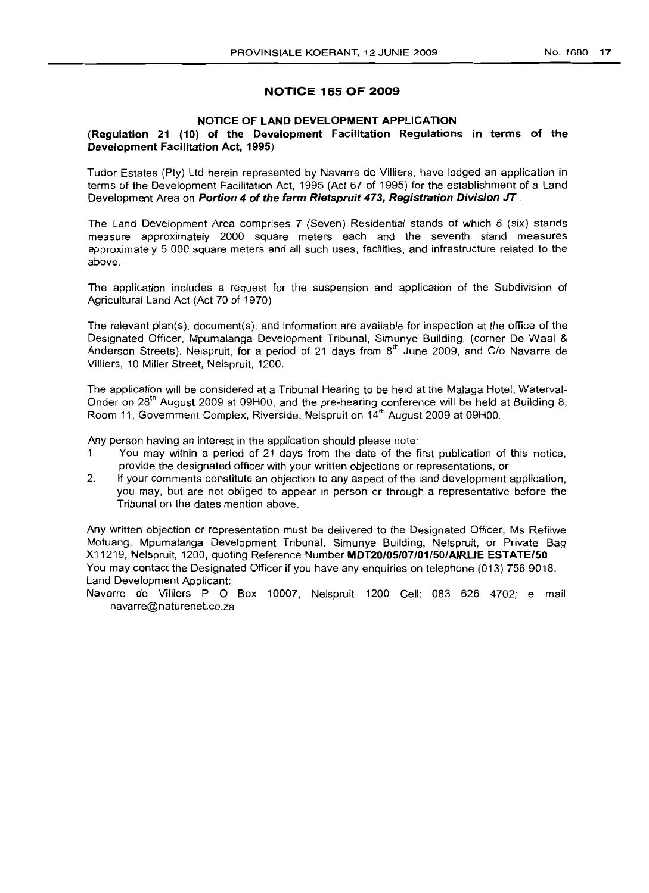## NOTICE 165 OF 2009

### NOTICE OF LAND DEVELOPMENT APPLICATION

**(Regulation 21 (10) of the Development Facilitation Regulations in terms of the Development Facilitation Act, 1995)**

Tudor Estates (Pty) Ltd herein represented by Navarre de Villiers, have lodged an application in terms of the Development Facilitation Act, 1995 (Act 67 of 1995) for the establishment of a Land Development Area on ***Portion 4 of the farm Rietspruit 473, Registration Division JT***.

The Land Development Area comprises 7 (Seven) Residential stands of which 6 (six) stands measure approximately 2000 square meters each and the seventh stand measures approximately 5 000 square meters and all such uses, facilities, and infrastructure related to the above.

The application includes a request for the suspension and application of the Subdivision of Agricultural Land Act (Act 70 of 1970)

The relevant plan(s), document(s), and information are available for inspection at the office of the Designated Officer, Mpumalanga Development Tribunal, Simunye Building, (corner De Waal & Anderson Streets), Nelspruit, for a period of 21 days from 8th June 2009, and C/o Navarre de Villiers, 10 Miller Street, Nelspruit, 1200.

The application will be considered at a Tribunal Hearing to be held at the Malaga Hotel, Waterval-Onder on 28th August 2009 at 09H00, and the pre-hearing conference will be held at Building 8, Room 11, Government Complex, Riverside, Nelspruit on 14th August 2009 at 09H00.

Any person having an interest in the application should please note:

1. You may within a period of 21 days from the date of the first publication of this notice, provide the designated officer with your written objections or representations, or
2. If your comments constitute an objection to any aspect of the land development application, you may, but are not obliged to appear in person or through a representative before the Tribunal on the dates mention above.

Any written objection or representation must be delivered to the Designated Officer, Ms Refilwe Motuang, Mpumalanga Development Tribunal, Simunye Building, Nelspruit, or Private Bag X11219, Nelspruit, 1200, quoting Reference Number **MDT20/05/07/01/50/AIRLIE ESTATE/50**

You may contact the Designated Officer if you have any enquiries on telephone (013) 756 9018.

Land Development Applicant:

Navarre de Villiers P O Box 10007, Nelspruit 1200 Cell: 083 626 4702; e mail navarre@naturenet.co.za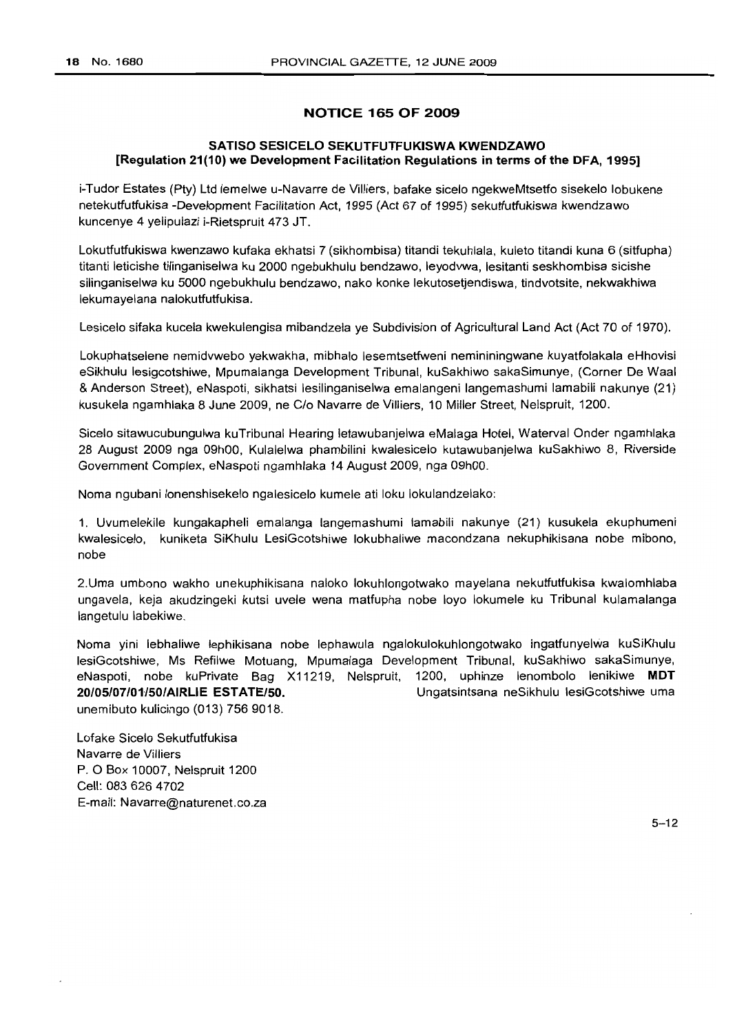## NOTICE 165 OF 2009

### SATISO SESICELO SEKUTFUTFUKISWA KWENDZAWO
### [Regulation 21(10) we Development Facilitation Regulations in terms of the DFA, 1995]

i-Tudor Estates (Pty) Ltd lemelwe u-Navarre de Villiers, bafake sicelo ngekweMtsetfo sisekelo lobukene netekutfutfukisa -Development Facilitation Act, 1995 (Act 67 of 1995) sekutfutfukiswa kwendzawo kuncenye 4 yelipulazi i-Rietspruit 473 JT.

Lokutfutfukiswa kwenzawo kufaka ekhatsi 7 (sikhombisa) titandi tekuhlala, kuleto titandi kuna 6 (sitfupha) titanti leticishe tilinganiselwa ku 2000 ngebukhulu bendzawo, leyodvwa, lesitanti seskhombisa sicishe silinganiselwa ku 5000 ngebukhulu bendzawo, nako konke lekutosetjendiswa, tindvotsite, nekwakhiwa lekumayelana nalokutfutfukisa.

Lesicelo sifaka kucela kwekulengisa mibandzela ye Subdivision of Agricultural Land Act (Act 70 of 1970).

Lokuphatselene nemidvwebo yekwakha, mibhalo lesemtsetfweni nemininingwane kuyatfolakala eHhovisi eSikhulu lesigcotshiwe, Mpumalanga Development Tribunal, kuSakhiwo sakaSimunye, (Corner De Waal & Anderson Street), eNaspoti, sikhatsi lesilinganiselwa emalangeni langemashumi lamabili nakunye (21) kusukela ngamhlaka 8 June 2009, ne C/o Navarre de Villiers, 10 Miller Street, Nelspruit, 1200.

Sicelo sitawucubungulwa kuTribunal Hearing letawubanjelwa eMalaga Hotel, Waterval Onder ngamhlaka 28 August 2009 nga 09h00, Kulalelwa phambilini kwalesicelo kutawubanjelwa kuSakhiwo 8, Riverside Government Complex, eNaspoti ngamhlaka 14 August 2009, nga 09h00.

Noma ngubani lonenshisekelo ngalesicelo kumele ati loku lokulandzelako:

1. Uvumelekile kungakapheli emalanga langemashumi lamabili nakunye (21) kusukela ekuphumeni kwalesicelo, kuniketa SiKhulu LesiGcotshiwe lokubhaliwe macondzana nekuphikisana nobe mibono, nobe

2. Uma umbono wakho unekuphikisana naloko lokuhlongotwako mayelana nekutfutfukisa kwalomhlaba ungavela, keja akudzingeki kutsi uvele wena matfupha nobe loyo lokumele ku Tribunal kulamalanga langetulu labekiwe.

Noma yini lebhaliwe lephikisana nobe lephawula ngalokulokuhlongotwako ingatfunyelwa kuSiKhulu lesiGcotshiwe, Ms Refilwe Motuang, Mpumalaga Development Tribunal, kuSakhiwo sakaSimunye, eNaspoti, nobe kuPrivate Bag X11219, Nelspruit, 1200, uphinze lenombolo lenikiwe **MDT 20/05/07/01/50/AIRLIE ESTATE/50.** Ungatsintsana neSikhulu lesiGcotshiwe uma unemibuto kulicingo (013) 756 9018.

Lofake Sicelo Sekutfutfukisa
Navarre de Villiers
P. O Box 10007, Nelspruit 1200
Cell: 083 626 4702
E-mail: Navarre@naturenet.co.za

5–12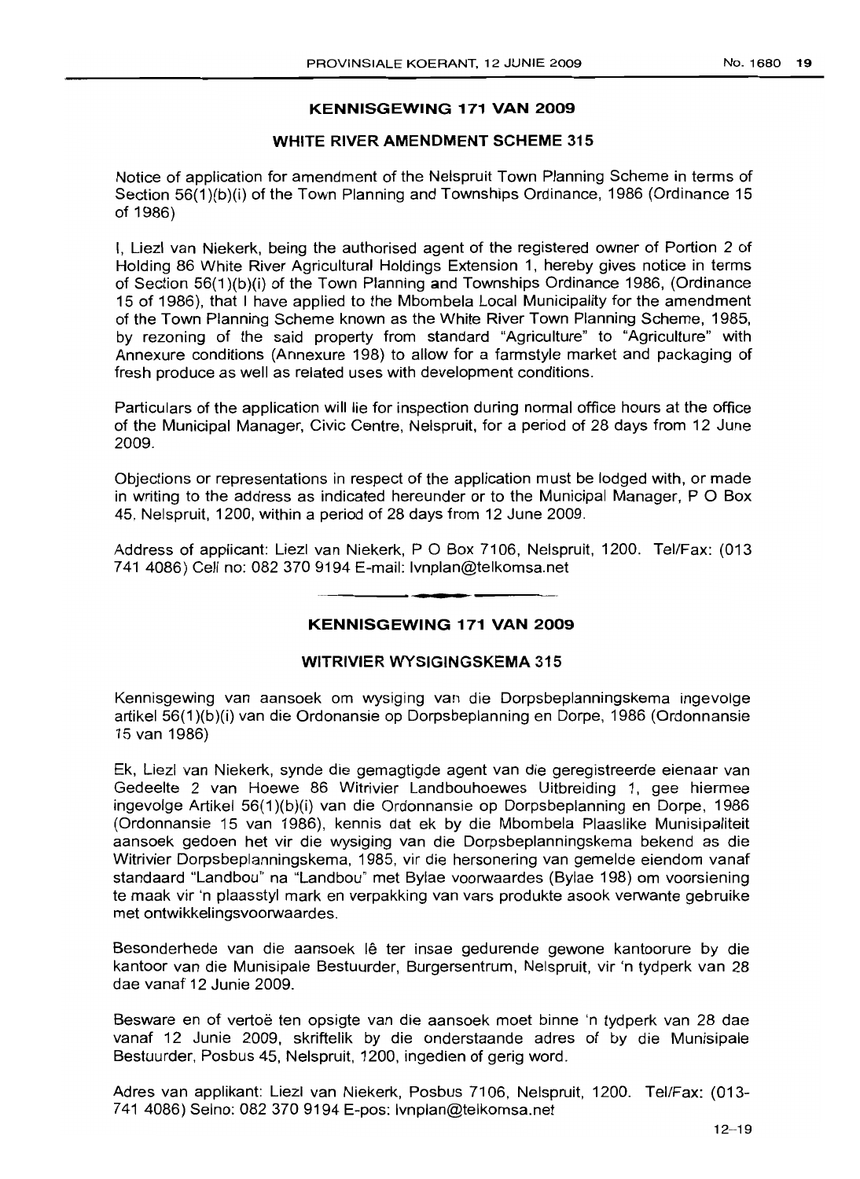## KENNISGEWING 171 VAN 2009

### WHITE RIVER AMENDMENT SCHEME 315

Notice of application for amendment of the Nelspruit Town Planning Scheme in terms of Section 56(1)(b)(i) of the Town Planning and Townships Ordinance, 1986 (Ordinance 15 of 1986)

I, Liezl van Niekerk, being the authorised agent of the registered owner of Portion 2 of Holding 86 White River Agricultural Holdings Extension 1, hereby gives notice in terms of Section 56(1)(b)(i) of the Town Planning and Townships Ordinance 1986, (Ordinance 15 of 1986), that I have applied to the Mbombela Local Municipality for the amendment of the Town Planning Scheme known as the White River Town Planning Scheme, 1985, by rezoning of the said property from standard "Agriculture" to "Agriculture" with Annexure conditions (Annexure 198) to allow for a farmstyle market and packaging of fresh produce as well as related uses with development conditions.

Particulars of the application will lie for inspection during normal office hours at the office of the Municipal Manager, Civic Centre, Nelspruit, for a period of 28 days from 12 June 2009.

Objections or representations in respect of the application must be lodged with, or made in writing to the address as indicated hereunder or to the Municipal Manager, P O Box 45, Nelspruit, 1200, within a period of 28 days from 12 June 2009.

Address of applicant: Liezl van Niekerk, P O Box 7106, Nelspruit, 1200. Tel/Fax: (013 741 4086) Cell no: 082 370 9194 E-mail: lvnplan@telkomsa.net

---

## KENNISGEWING 171 VAN 2009

### WITRIVIER WYSIGINGSKEMA 315

Kennisgewing van aansoek om wysiging van die Dorpsbeplanningskema ingevolge artikel 56(1)(b)(i) van die Ordonansie op Dorpsbeplanning en Dorpe, 1986 (Ordonnansie 15 van 1986)

Ek, Liezl van Niekerk, synde die gemagtigde agent van die geregistreerde eienaar van Gedeelte 2 van Hoewe 86 Witrivier Landbouhoewes Uitbreiding 1, gee hiermee ingevolge Artikel 56(1)(b)(i) van die Ordonnansie op Dorpsbeplanning en Dorpe, 1986 (Ordonnansie 15 van 1986), kennis dat ek by die Mbombela Plaaslike Munisipaliteit aansoek gedoen het vir die wysiging van die Dorpsbeplanningskema bekend as die Witrivier Dorpsbeplanningskema, 1985, vir die hersonering van gemelde eiendom vanaf standaard "Landbou" na "Landbou" met Bylae voorwaardes (Bylae 198) om voorsiening te maak vir 'n plaasstyl mark en verpakking van vars produkte asook verwante gebruike met ontwikkelingsvoorwaardes.

Besonderhede van die aansoek lê ter insae gedurende gewone kantoorure by die kantoor van die Munisipale Bestuurder, Burgersentrum, Nelspruit, vir 'n tydperk van 28 dae vanaf 12 Junie 2009.

Besware en of vertoë ten opsigte van die aansoek moet binne 'n tydperk van 28 dae vanaf 12 Junie 2009, skriftelik by die onderstaande adres of by die Munisipale Bestuurder, Posbus 45, Nelspruit, 1200, ingedien of gerig word.

Adres van applikant: Liezl van Niekerk, Posbus 7106, Nelspruit, 1200. Tel/Fax: (013-741 4086) Selno: 082 370 9194 E-pos: lvnplan@telkomsa.net

12–19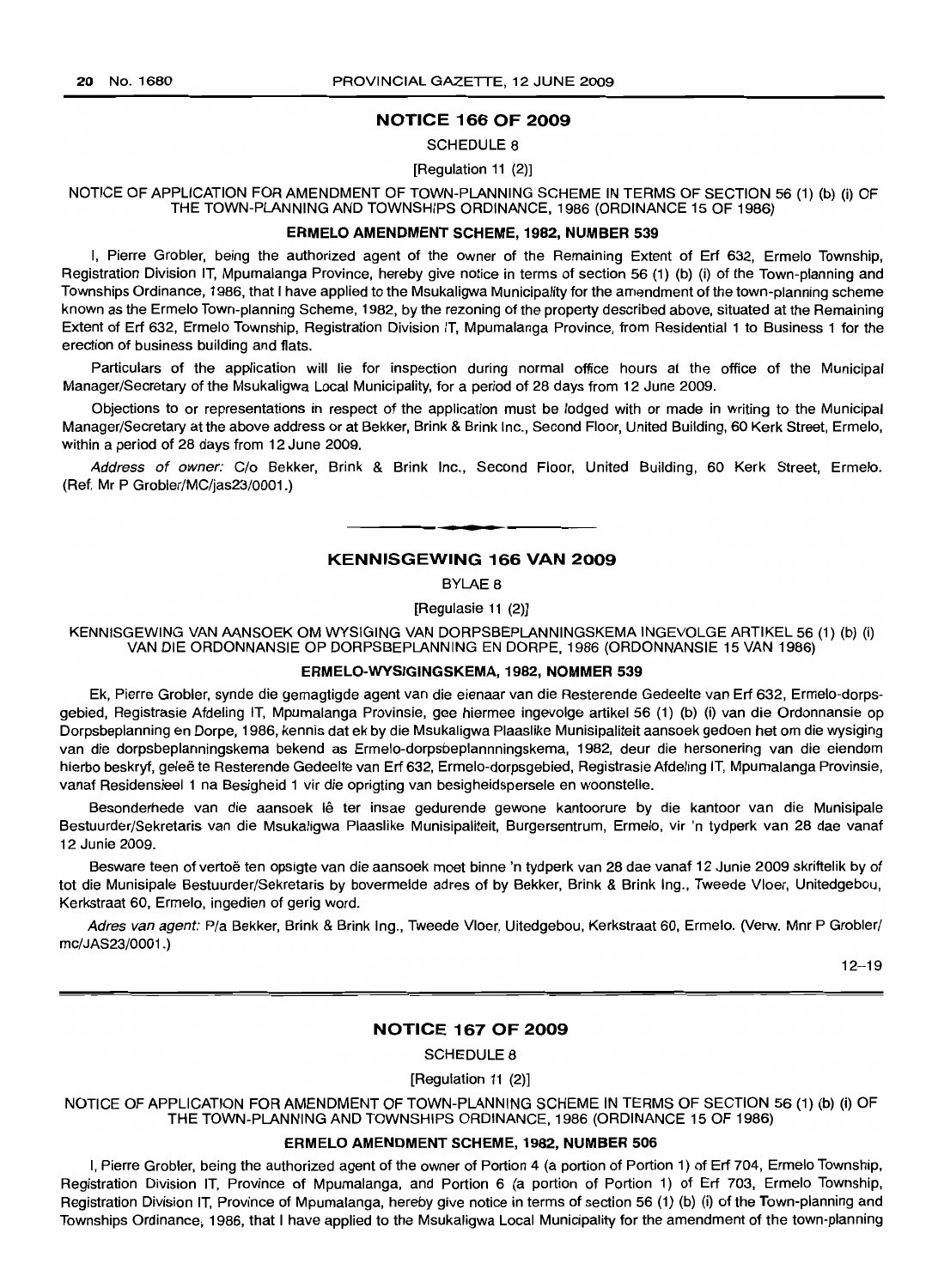## NOTICE 166 OF 2009

SCHEDULE 8

[Regulation 11 (2)]

NOTICE OF APPLICATION FOR AMENDMENT OF TOWN-PLANNING SCHEME IN TERMS OF SECTION 56 (1) (b) (i) OF THE TOWN-PLANNING AND TOWNSHIPS ORDINANCE, 1986 (ORDINANCE 15 OF 1986)

**ERMELO AMENDMENT SCHEME, 1982, NUMBER 539**

I, Pierre Grobler, being the authorized agent of the owner of the Remaining Extent of Erf 632, Ermelo Township, Registration Division IT, Mpumalanga Province, hereby give notice in terms of section 56 (1) (b) (i) of the Town-planning and Townships Ordinance, 1986, that I have applied to the Msukaligwa Municipality for the amendment of the town-planning scheme known as the Ermelo Town-planning Scheme, 1982, by the rezoning of the property described above, situated at the Remaining Extent of Erf 632, Ermelo Township, Registration Division IT, Mpumalanga Province, from Residential 1 to Business 1 for the erection of business building and flats.

Particulars of the application will lie for inspection during normal office hours at the office of the Municipal Manager/Secretary of the Msukaligwa Local Municipality, for a period of 28 days from 12 June 2009.

Objections to or representations in respect of the application must be lodged with or made in writing to the Municipal Manager/Secretary at the above address or at Bekker, Brink & Brink Inc., Second Floor, United Building, 60 Kerk Street, Ermelo, within a period of 28 days from 12 June 2009.

*Address of owner:* C/o Bekker, Brink & Brink Inc., Second Floor, United Building, 60 Kerk Street, Ermelo. (Ref. Mr P Grobler/MC/jas23/0001.)

---

## KENNISGEWING 166 VAN 2009

BYLAE 8

[Regulasie 11 (2)]

KENNISGEWING VAN AANSOEK OM WYSIGING VAN DORPSBEPLANNINGSKEMA INGEVOLGE ARTIKEL 56 (1) (b) (i) VAN DIE ORDONNANSIE OP DORPSBEPLANNING EN DORPE, 1986 (ORDONNANSIE 15 VAN 1986)

**ERMELO-WYSIGINGSKEMA, 1982, NOMMER 539**

Ek, Pierre Grobler, synde die gemagtigde agent van die eienaar van die Resterende Gedeelte van Erf 632, Ermelo-dorpsgebied, Registrasie Afdeling IT, Mpumalanga Provinsie, gee hiermee ingevolge artikel 56 (1) (b) (i) van die Ordonnansie op Dorpsbeplanning en Dorpe, 1986, kennis dat ek by die Msukaligwa Plaaslike Munisipaliteit aansoek gedoen het om die wysiging van die dorpsbeplanningskema bekend as Ermelo-dorpsbeplannningskema, 1982, deur die hersonering van die eiendom hierbo beskryf, geleë te Resterende Gedeelte van Erf 632, Ermelo-dorpsgebied, Registrasie Afdeling IT, Mpumalanga Provinsie, vanaf Residensieel 1 na Besigheid 1 vir die oprigting van besigheidspersele en woonstelle.

Besonderhede van die aansoek lê ter insae gedurende gewone kantoorure by die kantoor van die Munisipale Bestuurder/Sekretaris van die Msukaligwa Plaaslike Munisipaliteit, Burgersentrum, Ermelo, vir 'n tydperk van 28 dae vanaf 12 Junie 2009.

Besware teen of vertoë ten opsigte van die aansoek moet binne 'n tydperk van 28 dae vanaf 12 Junie 2009 skriftelik by of tot die Munisipale Bestuurder/Sekretaris by bovermelde adres of by Bekker, Brink & Brink Ing., Tweede Vloer, Unitedgebou, Kerkstraat 60, Ermelo, ingedien of gerig word.

*Adres van agent:* P/a Bekker, Brink & Brink Ing., Tweede Vloer, Uitedgebou, Kerkstraat 60, Ermelo. (Verw. Mnr P Grobler/mc/JAS23/0001.)

12–19

---

## NOTICE 167 OF 2009

SCHEDULE 8

[Regulation 11 (2)]

NOTICE OF APPLICATION FOR AMENDMENT OF TOWN-PLANNING SCHEME IN TERMS OF SECTION 56 (1) (b) (i) OF THE TOWN-PLANNING AND TOWNSHIPS ORDINANCE, 1986 (ORDINANCE 15 OF 1986)

**ERMELO AMENDMENT SCHEME, 1982, NUMBER 506**

I, Pierre Grobler, being the authorized agent of the owner of Portion 4 (a portion of Portion 1) of Erf 704, Ermelo Township, Registration Division IT, Province of Mpumalanga, and Portion 6 (a portion of Portion 1) of Erf 703, Ermelo Township, Registration Division IT, Province of Mpumalanga, hereby give notice in terms of section 56 (1) (b) (i) of the Town-planning and Townships Ordinance, 1986, that I have applied to the Msukaligwa Local Municipality for the amendment of the town-planning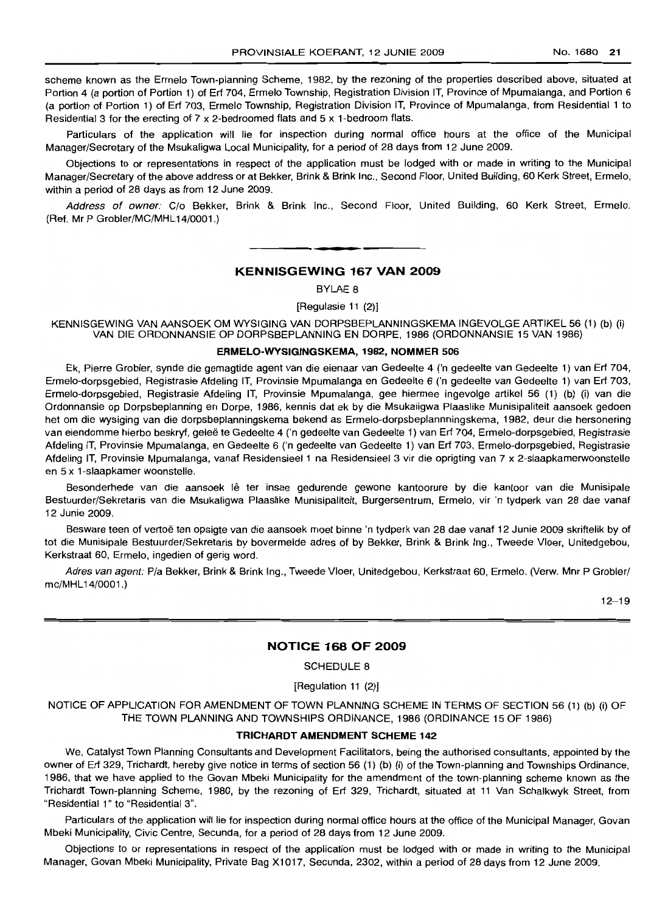scheme known as the Ermelo Town-planning Scheme, 1982, by the rezoning of the properties described above, situated at Portion 4 (a portion of Portion 1) of Erf 704, Ermelo Township, Registration Division IT, Province of Mpumalanga, and Portion 6 (a portion of Portion 1) of Erf 703, Ermelo Township, Registration Division IT, Province of Mpumalanga, from Residential 1 to Residential 3 for the erecting of 7 x 2-bedroomed flats and 5 x 1-bedroom flats.

Particulars of the application will lie for inspection during normal office hours at the office of the Municipal Manager/Secretary of the Msukaligwa Local Municipality, for a period of 28 days from 12 June 2009.

Objections to or representations in respect of the application must be lodged with or made in writing to the Municipal Manager/Secretary of the above address or at Bekker, Brink & Brink Inc., Second Floor, United Building, 60 Kerk Street, Ermelo, within a period of 28 days as from 12 June 2009.

*Address of owner:* C/o Bekker, Brink & Brink Inc., Second Floor, United Building, 60 Kerk Street, Ermelo. (Ref. Mr P Grobler/MC/MHL14/0001.)

---

## KENNISGEWING 167 VAN 2009

BYLAE 8

[Regulasie 11 (2)]

KENNISGEWING VAN AANSOEK OM WYSIGING VAN DORPSBEPLANNINGSKEMA INGEVOLGE ARTIKEL 56 (1) (b) (i) VAN DIE ORDONNANSIE OP DORPSBEPLANNING EN DORPE, 1986 (ORDONNANSIE 15 VAN 1986)

### ERMELO-WYSIGINGSKEMA, 1982, NOMMER 506

Ek, Pierre Grobler, synde die gemagtide agent van die eienaar van Gedeelte 4 ('n gedeelte van Gedeelte 1) van Erf 704, Ermelo-dorpsgebied, Registrasie Afdeling IT, Provinsie Mpumalanga en Gedeelte 6 ('n gedeelte van Gedeelte 1) van Erf 703, Ermelo-dorpsgebied, Registrasie Afdeling IT, Provinsie Mpumalanga, gee hiermee ingevolge artikel 56 (1) (b) (i) van die Ordonnansie op Dorpsbeplanning en Dorpe, 1986, kennis dat ek by die Msukaligwa Plaaslike Munisipaliteit aansoek gedoen het om die wysiging van die dorpsbeplanningskema bekend as Ermelo-dorpsbeplannningskema, 1982, deur die hersonering van eiendomme hierbo beskryf, geleë te Gedeelte 4 ('n gedeelte van Gedeelte 1) van Erf 704, Ermelo-dorpsgebied, Registrasie Afdeling IT, Provinsie Mpumalanga, en Gedeelte 6 ('n gedeelte van Gedeelte 1) van Erf 703, Ermelo-dorpsgebied, Registrasie Afdeling IT, Provinsie Mpumalanga, vanaf Residensieel 1 na Residensieel 3 vir die oprigting van 7 x 2-slaapkamerwoonstelle en 5 x 1-slaapkamer woonstelle.

Besonderhede van die aansoek lê ter insae gedurende gewone kantoorure by die kantoor van die Munisipale Bestuurder/Sekretaris van die Msukaligwa Plaaslike Munisipaliteit, Burgersentrum, Ermelo, vir 'n tydperk van 28 dae vanaf 12 Junie 2009.

Besware teen of vertoë ten opsigte van die aansoek moet binne 'n tydperk van 28 dae vanaf 12 Junie 2009 skriftelik by of tot die Munisipale Bestuurder/Sekretaris by bovermelde adres of by Bekker, Brink & Brink Ing., Tweede Vloer, Unitedgebou, Kerkstraat 60, Ermelo, ingedien of gerig word.

*Adres van agent:* P/a Bekker, Brink & Brink Ing., Tweede Vloer, Unitedgebou, Kerkstraat 60, Ermelo. (Verw. Mnr P Grobler/mc/MHL14/0001.)

12–19

---

## NOTICE 168 OF 2009

SCHEDULE 8

[Regulation 11 (2)]

NOTICE OF APPLICATION FOR AMENDMENT OF TOWN PLANNING SCHEME IN TERMS OF SECTION 56 (1) (b) (i) OF THE TOWN PLANNING AND TOWNSHIPS ORDINANCE, 1986 (ORDINANCE 15 OF 1986)

### TRICHARDT AMENDMENT SCHEME 142

We, Catalyst Town Planning Consultants and Development Facilitators, being the authorised consultants, appointed by the owner of Erf 329, Trichardt, hereby give notice in terms of section 56 (1) (b) (i) of the Town-planning and Townships Ordinance, 1986, that we have applied to the Govan Mbeki Municipality for the amendment of the town-planning scheme known as the Trichardt Town-planning Scheme, 1980, by the rezoning of Erf 329, Trichardt, situated at 11 Van Schalkwyk Street, from "Residential 1" to "Residential 3".

Particulars of the application will lie for inspection during normal office hours at the office of the Municipal Manager, Govan Mbeki Municipality, Civic Centre, Secunda, for a period of 28 days from 12 June 2009.

Objections to or representations in respect of the application must be lodged with or made in writing to the Municipal Manager, Govan Mbeki Municipality, Private Bag X1017, Secunda, 2302, within a period of 28 days from 12 June 2009.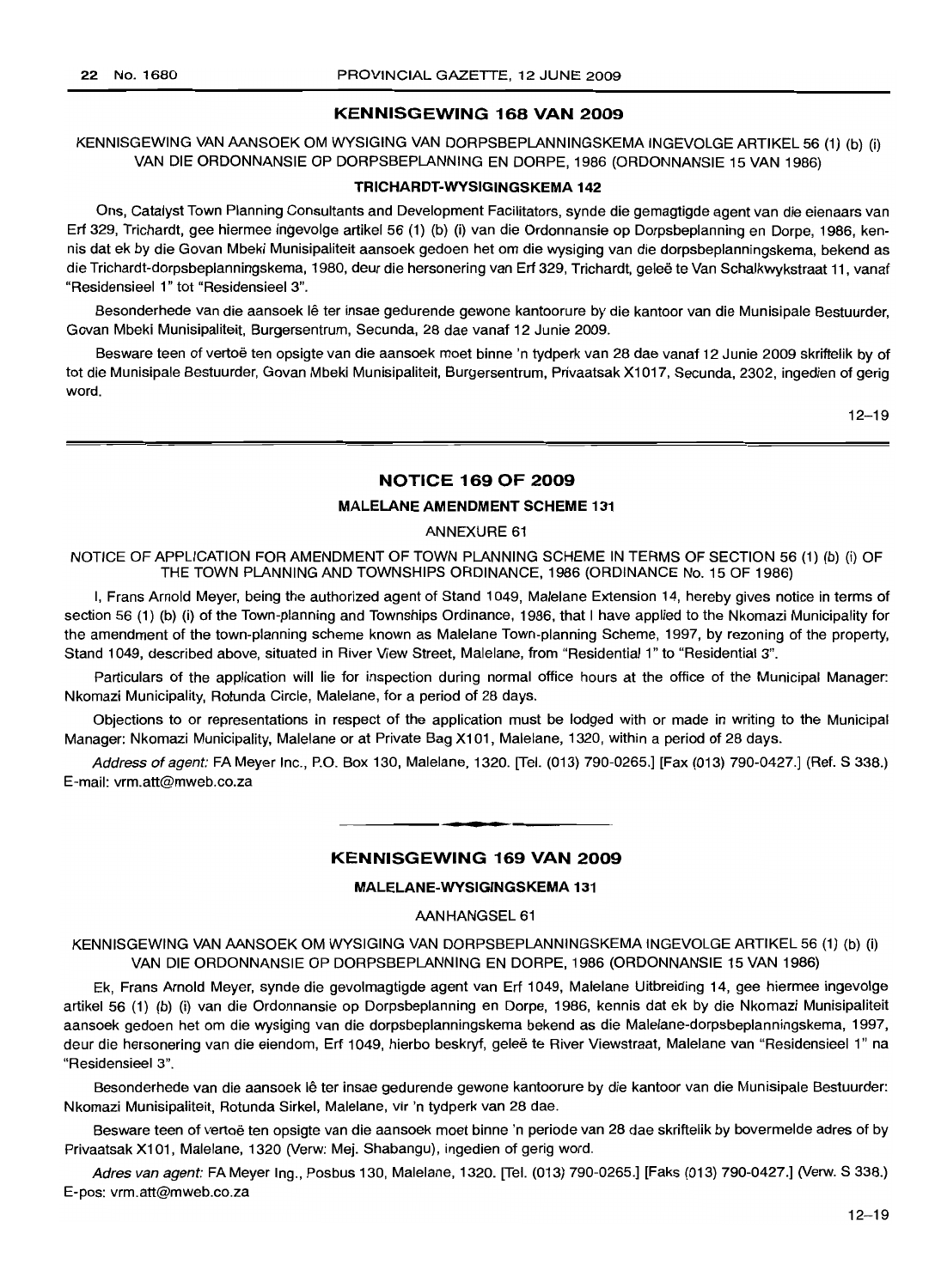## KENNISGEWING 168 VAN 2009

KENNISGEWING VAN AANSOEK OM WYSIGING VAN DORPSBEPLANNINGSKEMA INGEVOLGE ARTIKEL 56 (1) (b) (i) VAN DIE ORDONNANSIE OP DORPSBEPLANNING EN DORPE, 1986 (ORDONNANSIE 15 VAN 1986)

### TRICHARDT-WYSIGINGSKEMA 142

Ons, Catalyst Town Planning Consultants and Development Facilitators, synde die gemagtigde agent van die eienaars van Erf 329, Trichardt, gee hiermee ingevolge artikel 56 (1) (b) (i) van die Ordonnansie op Dorpsbeplanning en Dorpe, 1986, kennis dat ek by die Govan Mbeki Munisipaliteit aansoek gedoen het om die wysiging van die dorpsbeplanningskema, bekend as die Trichardt-dorpsbeplanningskema, 1980, deur die hersonering van Erf 329, Trichardt, geleë te Van Schalkwykstraat 11, vanaf "Residensieel 1" tot "Residensieel 3".

Besonderhede van die aansoek lê ter insae gedurende gewone kantoorure by die kantoor van die Munisipale Bestuurder, Govan Mbeki Munisipaliteit, Burgersentrum, Secunda, 28 dae vanaf 12 Junie 2009.

Besware teen of vertoë ten opsigte van die aansoek moet binne 'n tydperk van 28 dae vanaf 12 Junie 2009 skriftelik by of tot die Munisipale Bestuurder, Govan Mbeki Munisipaliteit, Burgersentrum, Privaatsak X1017, Secunda, 2302, ingedien of gerig word.

12–19

## NOTICE 169 OF 2009

### MALELANE AMENDMENT SCHEME 131

ANNEXURE 61

NOTICE OF APPLICATION FOR AMENDMENT OF TOWN PLANNING SCHEME IN TERMS OF SECTION 56 (1) (b) (i) OF THE TOWN PLANNING AND TOWNSHIPS ORDINANCE, 1986 (ORDINANCE No. 15 OF 1986)

I, Frans Arnold Meyer, being the authorized agent of Stand 1049, Malelane Extension 14, hereby gives notice in terms of section 56 (1) (b) (i) of the Town-planning and Townships Ordinance, 1986, that I have applied to the Nkomazi Municipality for the amendment of the town-planning scheme known as Malelane Town-planning Scheme, 1997, by rezoning of the property, Stand 1049, described above, situated in River View Street, Malelane, from "Residential 1" to "Residential 3".

Particulars of the application will lie for inspection during normal office hours at the office of the Municipal Manager: Nkomazi Municipality, Rotunda Circle, Malelane, for a period of 28 days.

Objections to or representations in respect of the application must be lodged with or made in writing to the Municipal Manager: Nkomazi Municipality, Malelane or at Private Bag X101, Malelane, 1320, within a period of 28 days.

*Address of agent:* FA Meyer Inc., P.O. Box 130, Malelane, 1320. [Tel. (013) 790-0265.] [Fax (013) 790-0427.] (Ref. S 338.) E-mail: vrm.att@mweb.co.za

## KENNISGEWING 169 VAN 2009

### MALELANE-WYSIGINGSKEMA 131

AANHANGSEL 61

KENNISGEWING VAN AANSOEK OM WYSIGING VAN DORPSBEPLANNINGSKEMA INGEVOLGE ARTIKEL 56 (1) (b) (i) VAN DIE ORDONNANSIE OP DORPSBEPLANNING EN DORPE, 1986 (ORDONNANSIE 15 VAN 1986)

Ek, Frans Arnold Meyer, synde die gevolmagtigde agent van Erf 1049, Malelane Uitbreiding 14, gee hiermee ingevolge artikel 56 (1) (b) (i) van die Ordonnansie op Dorpsbeplanning en Dorpe, 1986, kennis dat ek by die Nkomazi Munisipaliteit aansoek gedoen het om die wysiging van die dorpsbeplanningskema bekend as die Malelane-dorpsbeplanningskema, 1997, deur die hersonering van die eiendom, Erf 1049, hierbo beskryf, geleë te River Viewstraat, Malelane van "Residensieel 1" na "Residensieel 3".

Besonderhede van die aansoek lê ter insae gedurende gewone kantoorure by die kantoor van die Munisipale Bestuurder: Nkomazi Munisipaliteit, Rotunda Sirkel, Malelane, vir 'n tydperk van 28 dae.

Besware teen of vertoë ten opsigte van die aansoek moet binne 'n periode van 28 dae skriftelik by bovermelde adres of by Privaatsak X101, Malelane, 1320 (Verw: Mej. Shabangu), ingedien of gerig word.

*Adres van agent:* FA Meyer Ing., Posbus 130, Malelane, 1320. [Tel. (013) 790-0265.] [Faks (013) 790-0427.] (Verw. S 338.) E-pos: vrm.att@mweb.co.za

12–19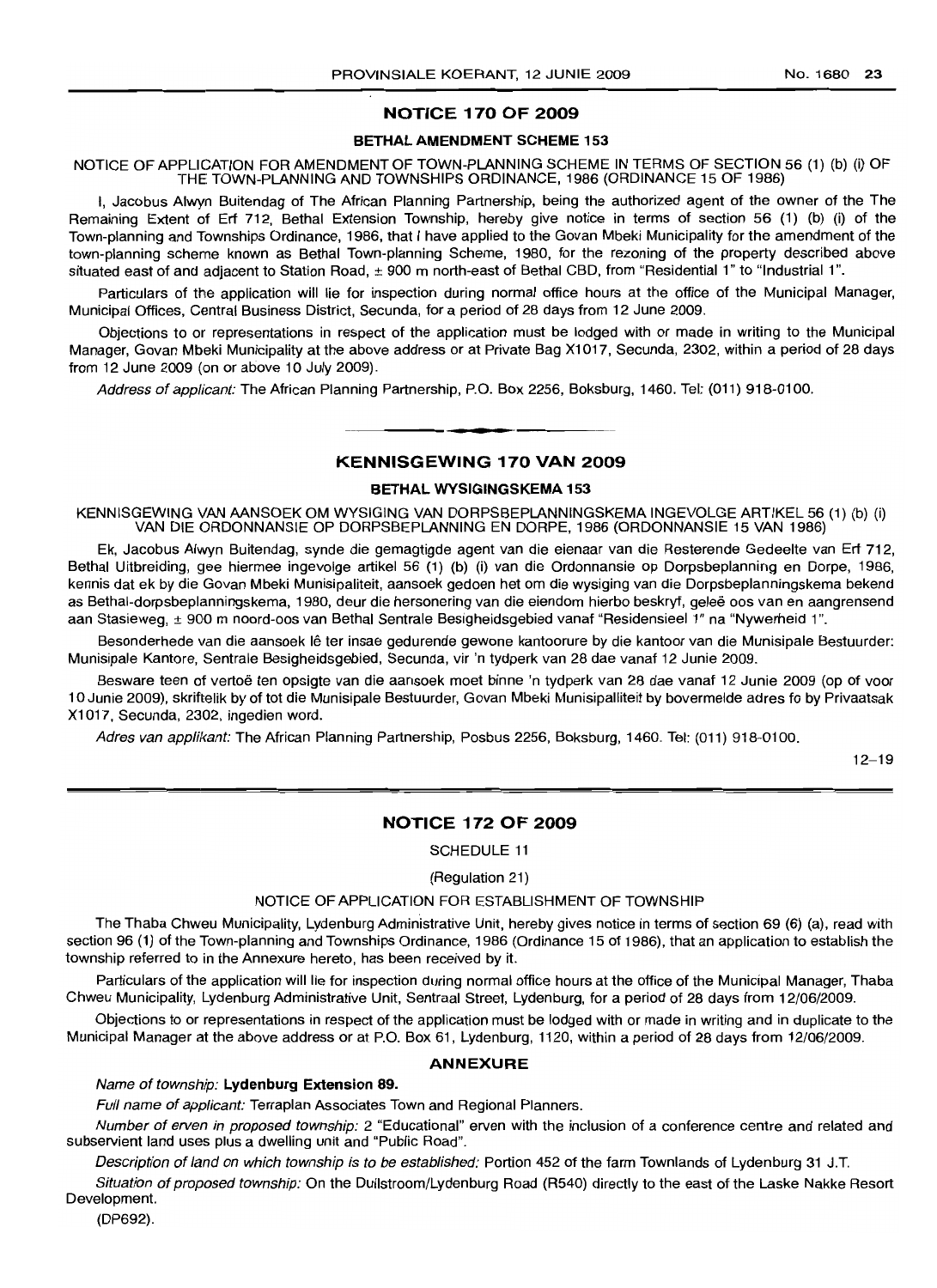## NOTICE 170 OF 2009

### BETHAL AMENDMENT SCHEME 153

NOTICE OF APPLICATION FOR AMENDMENT OF TOWN-PLANNING SCHEME IN TERMS OF SECTION 56 (1) (b) (i) OF THE TOWN-PLANNING AND TOWNSHIPS ORDINANCE, 1986 (ORDINANCE 15 OF 1986)

I, Jacobus Alwyn Buitendag of The African Planning Partnership, being the authorized agent of the owner of the The Remaining Extent of Erf 712, Bethal Extension Township, hereby give notice in terms of section 56 (1) (b) (i) of the Town-planning and Townships Ordinance, 1986, that I have applied to the Govan Mbeki Municipality for the amendment of the town-planning scheme known as Bethal Town-planning Scheme, 1980, for the rezoning of the property described above situated east of and adjacent to Station Road, ± 900 m north-east of Bethal CBD, from "Residential 1" to "Industrial 1".

Particulars of the application will lie for inspection during normal office hours at the office of the Municipal Manager, Municipal Offices, Central Business District, Secunda, for a period of 28 days from 12 June 2009.

Objections to or representations in respect of the application must be lodged with or made in writing to the Municipal Manager, Govan Mbeki Municipality at the above address or at Private Bag X1017, Secunda, 2302, within a period of 28 days from 12 June 2009 (on or above 10 July 2009).

*Address of applicant:* The African Planning Partnership, P.O. Box 2256, Boksburg, 1460. Tel: (011) 918-0100.

---

## KENNISGEWING 170 VAN 2009

### BETHAL WYSIGINGSKEMA 153

KENNISGEWING VAN AANSOEK OM WYSIGING VAN DORPSBEPLANNINGSKEMA INGEVOLGE ARTIKEL 56 (1) (b) (i) VAN DIE ORDONNANSIE OP DORPSBEPLANNING EN DORPE, 1986 (ORDONNANSIE 15 VAN 1986)

Ek, Jacobus Alwyn Buitendag, synde die gemagtigde agent van die eienaar van die Resterende Gedeelte van Erf 712, Bethal Uitbreiding, gee hiermee ingevolge artikel 56 (1) (b) (i) van die Ordonnansie op Dorpsbeplanning en Dorpe, 1986, kennis dat ek by die Govan Mbeki Munisipaliteit, aansoek gedoen het om die wysiging van die Dorpsbeplanningskema bekend as Bethal-dorpsbeplanningskema, 1980, deur die hersonering van die eiendom hierbo beskryf, geleë oos van en aangrensend aan Stasieweg, ± 900 m noord-oos van Bethal Sentrale Besigheidsgebied vanaf "Residensieel 1" na "Nywerheid 1".

Besonderhede van die aansoek lê ter insae gedurende gewone kantoorure by die kantoor van die Munisipale Bestuurder: Munisipale Kantore, Sentrale Besigheidsgebied, Secunda, vir 'n tydperk van 28 dae vanaf 12 Junie 2009.

Besware teen of vertoë ten opsigte van die aansoek moet binne 'n tydperk van 28 dae vanaf 12 Junie 2009 (op of voor 10 Junie 2009), skriftelik by of tot die Munisipale Bestuurder, Govan Mbeki Munisipaliteit by bovermelde adres fo by Privaatsak X1017, Secunda, 2302, ingedien word.

*Adres van applikant:* The African Planning Partnership, Posbus 2256, Boksburg, 1460. Tel: (011) 918-0100.

12–19

---

## NOTICE 172 OF 2009

SCHEDULE 11

(Regulation 21)

NOTICE OF APPLICATION FOR ESTABLISHMENT OF TOWNSHIP

The Thaba Chweu Municipality, Lydenburg Administrative Unit, hereby gives notice in terms of section 69 (6) (a), read with section 96 (1) of the Town-planning and Townships Ordinance, 1986 (Ordinance 15 of 1986), that an application to establish the township referred to in the Annexure hereto, has been received by it.

Particulars of the application will lie for inspection during normal office hours at the office of the Municipal Manager, Thaba Chweu Municipality, Lydenburg Administrative Unit, Sentraal Street, Lydenburg, for a period of 28 days from 12/06/2009.

Objections to or representations in respect of the application must be lodged with or made in writing and in duplicate to the Municipal Manager at the above address or at P.O. Box 61, Lydenburg, 1120, within a period of 28 days from 12/06/2009.

### ANNEXURE

*Name of township:* **Lydenburg Extension 89.**

*Full name of applicant:* Terraplan Associates Town and Regional Planners.

*Number of erven in proposed township:* 2 "Educational" erven with the inclusion of a conference centre and related and subservient land uses plus a dwelling unit and "Public Road".

*Description of land on which township is to be established:* Portion 452 of the farm Townlands of Lydenburg 31 J.T.

*Situation of proposed township:* On the Dullstroom/Lydenburg Road (R540) directly to the east of the Laske Nakke Resort Development.

(DP692).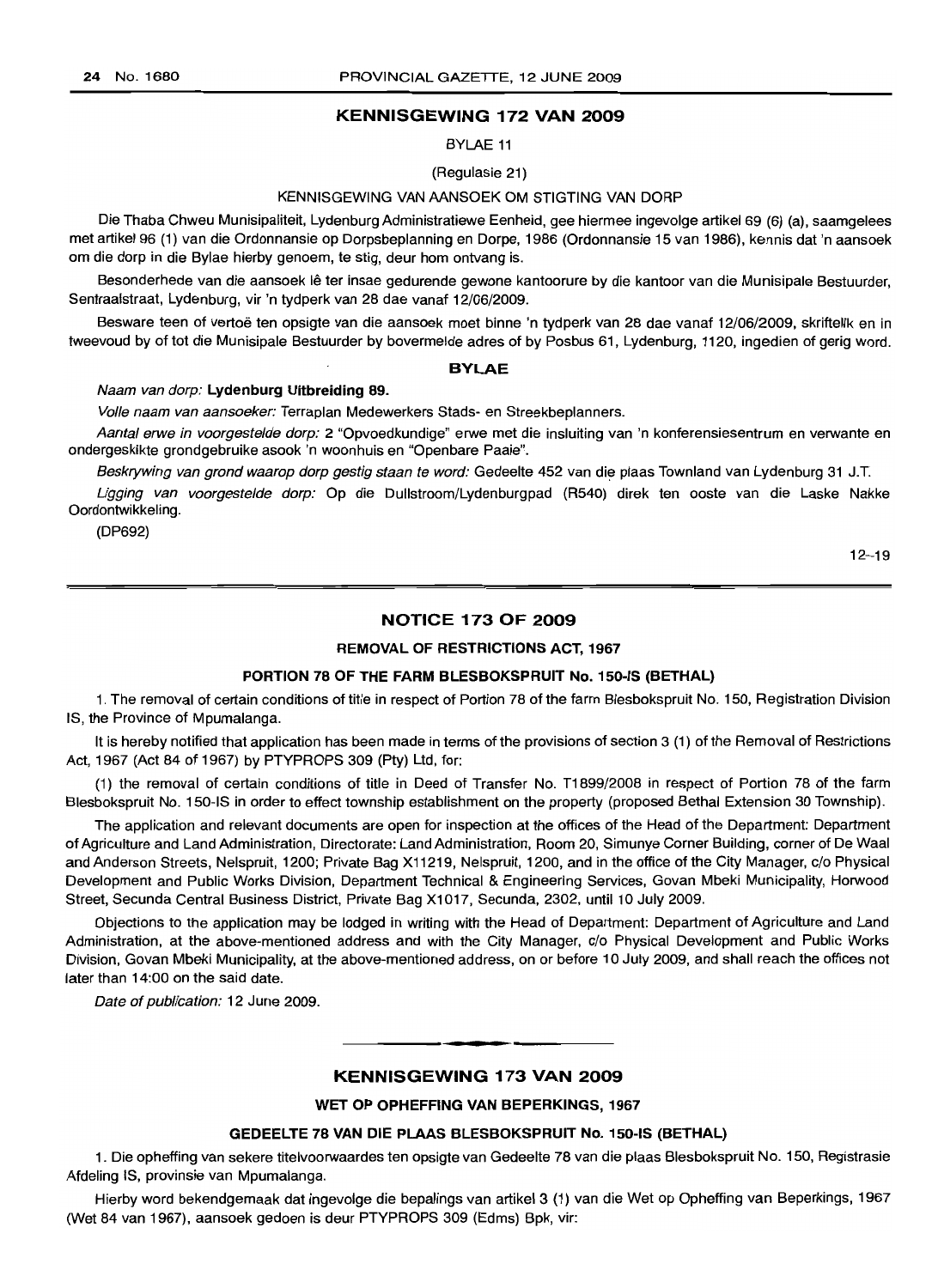## KENNISGEWING 172 VAN 2009

BYLAE 11

(Regulasie 21)

KENNISGEWING VAN AANSOEK OM STIGTING VAN DORP

Die Thaba Chweu Munisipaliteit, Lydenburg Administratiewe Eenheid, gee hiermee ingevolge artikel 69 (6) (a), saamgelees met artikel 96 (1) van die Ordonnansie op Dorpsbeplanning en Dorpe, 1986 (Ordonnansie 15 van 1986), kennis dat 'n aansoek om die dorp in die Bylae hierby genoem, te stig, deur hom ontvang is.

Besonderhede van die aansoek lê ter insae gedurende gewone kantoorure by die kantoor van die Munisipale Bestuurder, Sentraalstraat, Lydenburg, vir 'n tydperk van 28 dae vanaf 12/06/2009.

Besware teen of vertoë ten opsigte van die aansoek moet binne 'n tydperk van 28 dae vanaf 12/06/2009, skriftelik en in tweevoud by of tot die Munisipale Bestuurder by bovermelde adres of by Posbus 61, Lydenburg, 1120, ingedien of gerig word.

### BYLAE

*Naam van dorp:* **Lydenburg Uitbreiding 89.**

*Volle naam van aansoeker:* Terraplan Medewerkers Stads- en Streekbeplanners.

*Aantal erwe in voorgestelde dorp:* 2 "Opvoedkundige" erwe met die insluiting van 'n konferensiesentrum en verwante en ondergeskikte grondgebruike asook 'n woonhuis en "Openbare Paaie".

*Beskrywing van grond waarop dorp gestig staan te word:* Gedeelte 452 van die plaas Townland van Lydenburg 31 J.T.

*Ligging van voorgestelde dorp:* Op die Dullstroom/Lydenburgpad (R540) direk ten ooste van die Laske Nakke Oordontwikkeling.

(DP692)

12–19

## NOTICE 173 OF 2009

### REMOVAL OF RESTRICTIONS ACT, 1967

### PORTION 78 OF THE FARM BLESBOKSPRUIT No. 150-IS (BETHAL)

1. The removal of certain conditions of title in respect of Portion 78 of the farm Blesbokspruit No. 150, Registration Division IS, the Province of Mpumalanga.

It is hereby notified that application has been made in terms of the provisions of section 3 (1) of the Removal of Restrictions Act, 1967 (Act 84 of 1967) by PTYPROPS 309 (Pty) Ltd, for:

(1) the removal of certain conditions of title in Deed of Transfer No. T1899/2008 in respect of Portion 78 of the farm Blesbokspruit No. 150-IS in order to effect township establishment on the property (proposed Bethal Extension 30 Township).

The application and relevant documents are open for inspection at the offices of the Head of the Department: Department of Agriculture and Land Administration, Directorate: Land Administration, Room 20, Simunye Corner Building, corner of De Waal and Anderson Streets, Nelspruit, 1200; Private Bag X11219, Nelspruit, 1200, and in the office of the City Manager, c/o Physical Development and Public Works Division, Department Technical & Engineering Services, Govan Mbeki Municipality, Horwood Street, Secunda Central Business District, Private Bag X1017, Secunda, 2302, until 10 July 2009.

Objections to the application may be lodged in writing with the Head of Department: Department of Agriculture and Land Administration, at the above-mentioned address and with the City Manager, c/o Physical Development and Public Works Division, Govan Mbeki Municipality, at the above-mentioned address, on or before 10 July 2009, and shall reach the offices not later than 14:00 on the said date.

*Date of publication:* 12 June 2009.

## KENNISGEWING 173 VAN 2009

### WET OP OPHEFFING VAN BEPERKINGS, 1967

### GEDEELTE 78 VAN DIE PLAAS BLESBOKSPRUIT No. 150-IS (BETHAL)

1. Die opheffing van sekere titelvoorwaardes ten opsigte van Gedeelte 78 van die plaas Blesbokspruit No. 150, Registrasie Afdeling IS, provinsie van Mpumalanga.

Hierby word bekendgemaak dat ingevolge die bepalings van artikel 3 (1) van die Wet op Opheffing van Beperkings, 1967 (Wet 84 van 1967), aansoek gedoen is deur PTYPROPS 309 (Edms) Bpk, vir: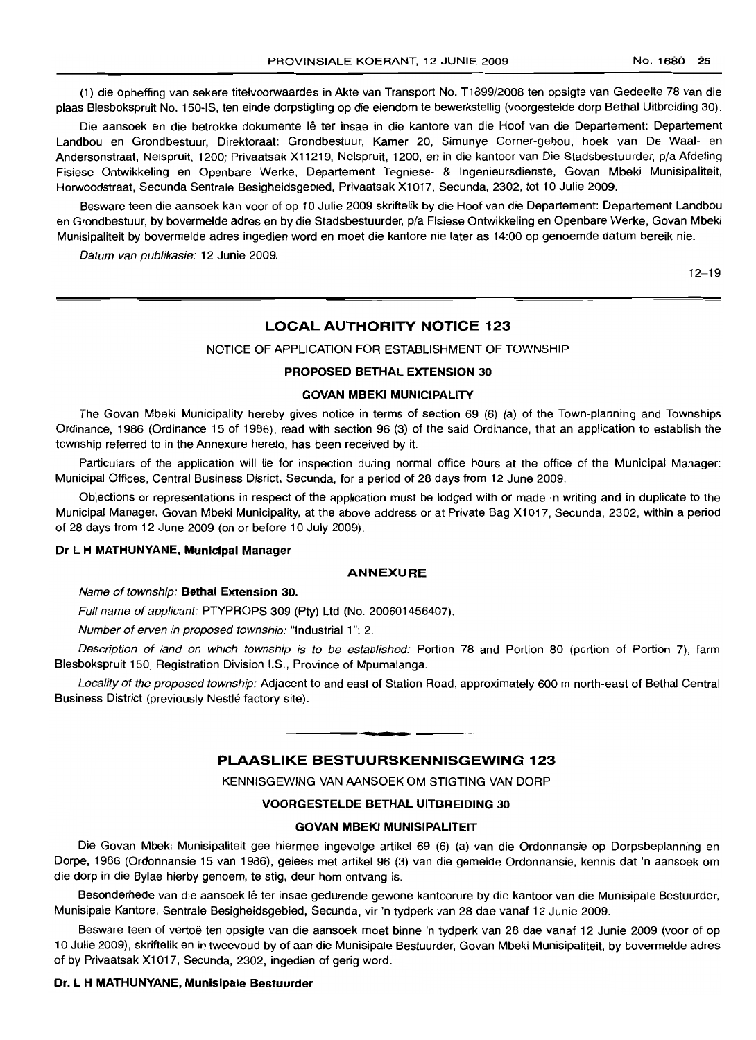(1) die opheffing van sekere titelvoorwaardes in Akte van Transport No. T1899/2008 ten opsigte van Gedeelte 78 van die plaas Blesbokspruit No. 150-IS, ten einde dorpstigting op die eiendom te bewerkstellig (voorgestelde dorp Bethal Uitbreiding 30).

Die aansoek en die betrokke dokumente lê ter insae in die kantore van die Hoof van die Departement: Departement Landbou en Grondbestuur, Direktoraat: Grondbestuur, Kamer 20, Simunye Corner-gebou, hoek van De Waal- en Andersonstraat, Nelspruit, 1200; Privaatsak X11219, Nelspruit, 1200, en in die kantoor van Die Stadsbestuurder, p/a Afdeling Fisiese Ontwikkeling en Openbare Werke, Departement Tegniese- & Ingenieursdienste, Govan Mbeki Munisipaliteit, Horwoodstraat, Secunda Sentrale Besigheidsgebied, Privaatsak X1017, Secunda, 2302, tot 10 Julie 2009.

Besware teen die aansoek kan voor of op 10 Julie 2009 skriftelik by die Hoof van die Departement: Departement Landbou en Grondbestuur, by bovermelde adres en by die Stadsbestuurder, p/a Fisiese Ontwikkeling en Openbare Werke, Govan Mbeki Munisipaliteit by bovermelde adres ingedien word en moet die kantore nie later as 14:00 op genoemde datum bereik nie.

*Datum van publikasie:* 12 Junie 2009.

12–19

## LOCAL AUTHORITY NOTICE 123

NOTICE OF APPLICATION FOR ESTABLISHMENT OF TOWNSHIP

**PROPOSED BETHAL EXTENSION 30**

**GOVAN MBEKI MUNICIPALITY**

The Govan Mbeki Municipality hereby gives notice in terms of section 69 (6) (a) of the Town-planning and Townships Ordinance, 1986 (Ordinance 15 of 1986), read with section 96 (3) of the said Ordinance, that an application to establish the township referred to in the Annexure hereto, has been received by it.

Particulars of the application will lie for inspection during normal office hours at the office of the Municipal Manager: Municipal Offices, Central Business Disrict, Secunda, for a period of 28 days from 12 June 2009.

Objections or representations in respect of the application must be lodged with or made in writing and in duplicate to the Municipal Manager, Govan Mbeki Municipality, at the above address or at Private Bag X1017, Secunda, 2302, within a period of 28 days from 12 June 2009 (on or before 10 July 2009).

**Dr L H MATHUNYANE, Municipal Manager**

**ANNEXURE**

*Name of township:* **Bethal Extension 30.**

*Full name of applicant:* PTYPROPS 309 (Pty) Ltd (No. 200601456407).

*Number of erven in proposed township:* "Industrial 1": 2.

*Description of land on which township is to be established:* Portion 78 and Portion 80 (portion of Portion 7), farm Blesbokspruit 150, Registration Division I.S., Province of Mpumalanga.

*Locality of the proposed township:* Adjacent to and east of Station Road, approximately 600 m north-east of Bethal Central Business District (previously Nestlé factory site).

## PLAASLIKE BESTUURSKENNISGEWING 123

KENNISGEWING VAN AANSOEK OM STIGTING VAN DORP

**VOORGESTELDE BETHAL UITBREIDING 30**

**GOVAN MBEKI MUNISIPALITEIT**

Die Govan Mbeki Munisipaliteit gee hiermee ingevolge artikel 69 (6) (a) van die Ordonnansie op Dorpsbeplanning en Dorpe, 1986 (Ordonnansie 15 van 1986), gelees met artikel 96 (3) van die gemelde Ordonnansie, kennis dat 'n aansoek om die dorp in die Bylae hierby genoem, te stig, deur hom ontvang is.

Besonderhede van die aansoek lê ter insae gedurende gewone kantoorure by die kantoor van die Munisipale Bestuurder, Munisipale Kantore, Sentrale Besigheidsgebied, Secunda, vir 'n tydperk van 28 dae vanaf 12 Junie 2009.

Besware teen of vertoë ten opsigte van die aansoek moet binne 'n tydperk van 28 dae vanaf 12 Junie 2009 (voor of op 10 Julie 2009), skriftelik en in tweevoud by of aan die Munisipale Bestuurder, Govan Mbeki Munisipaliteit, by bovermelde adres of by Privaatsak X1017, Secunda, 2302, ingedien of gerig word.

**Dr. L H MATHUNYANE, Munisipale Bestuurder**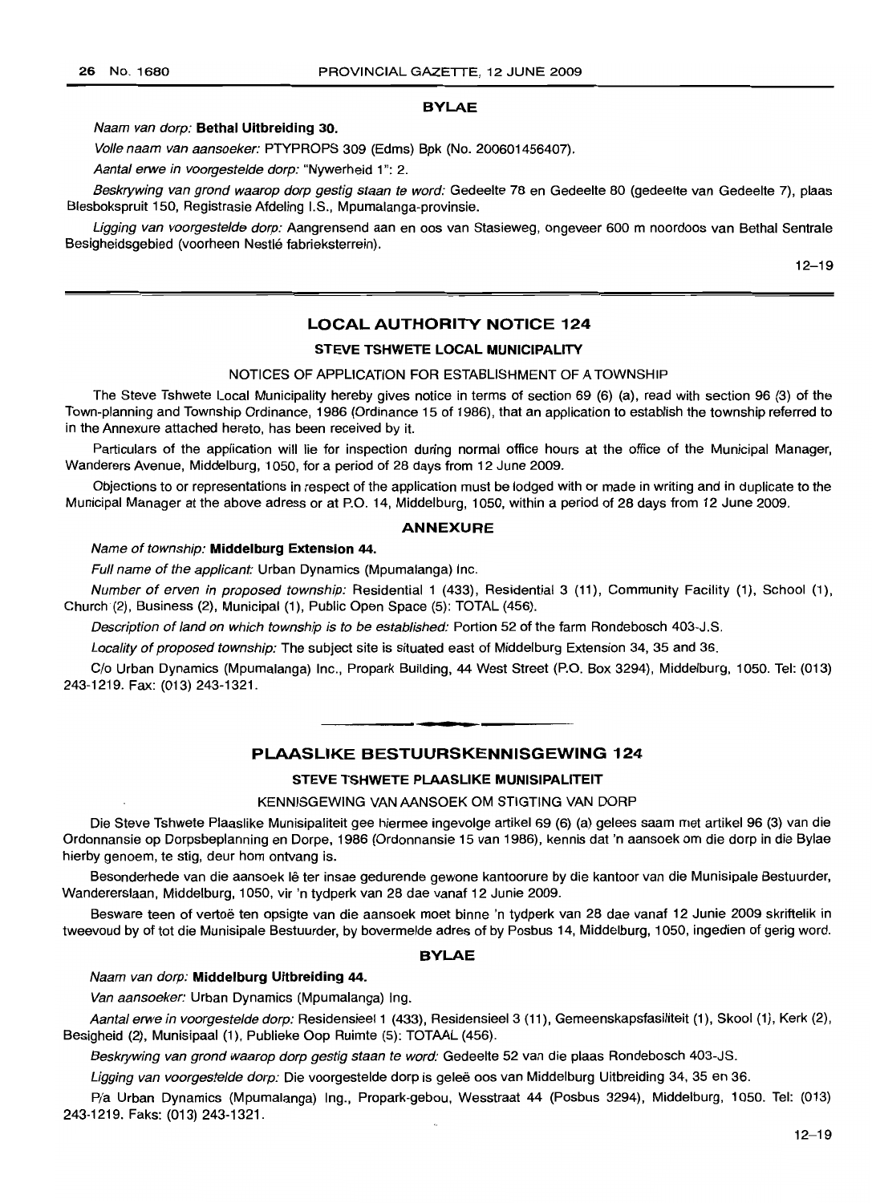## BYLAE

*Naam van dorp:* **Bethal Uitbreiding 30.**

*Volle naam van aansoeker:* PTYPROPS 309 (Edms) Bpk (No. 200601456407).

*Aantal erwe in voorgestelde dorp:* "Nywerheid 1": 2.

*Beskrywing van grond waarop dorp gestig staan te word:* Gedeelte 78 en Gedeelte 80 (gedeelte van Gedeelte 7), plaas Blesbokspruit 150, Registrasie Afdeling I.S., Mpumalanga-provinsie.

*Ligging van voorgestelde dorp:* Aangrensend aan en oos van Stasieweg, ongeveer 600 m noordoos van Bethal Sentrale Besigheidsgebied (voorheen Nestlé fabrieksterrein).

12–19

---

## LOCAL AUTHORITY NOTICE 124

### STEVE TSHWETE LOCAL MUNICIPALITY

NOTICES OF APPLICATION FOR ESTABLISHMENT OF A TOWNSHIP

The Steve Tshwete Local Municipality hereby gives notice in terms of section 69 (6) (a), read with section 96 (3) of the Town-planning and Township Ordinance, 1986 (Ordinance 15 of 1986), that an application to establish the township referred to in the Annexure attached hereto, has been received by it.

Particulars of the application will lie for inspection during normal office hours at the office of the Municipal Manager, Wanderers Avenue, Middelburg, 1050, for a period of 28 days from 12 June 2009.

Objections to or representations in respect of the application must be lodged with or made in writing and in duplicate to the Municipal Manager at the above adress or at P.O. 14, Middelburg, 1050, within a period of 28 days from 12 June 2009.

### ANNEXURE

*Name of township:* **Middelburg Extension 44.**

*Full name of the applicant:* Urban Dynamics (Mpumalanga) Inc.

*Number of erven in proposed township:* Residential 1 (433), Residential 3 (11), Community Facility (1), School (1), Church (2), Business (2), Municipal (1), Public Open Space (5): TOTAL (456).

*Description of land on which township is to be established:* Portion 52 of the farm Rondebosch 403-J.S.

*Locality of proposed township:* The subject site is situated east of Middelburg Extension 34, 35 and 36.

C/o Urban Dynamics (Mpumalanga) Inc., Propark Building, 44 West Street (P.O. Box 3294), Middelburg, 1050. Tel: (013) 243-1219. Fax: (013) 243-1321.

---

## PLAASLIKE BESTUURSKENNISGEWING 124

### STEVE TSHWETE PLAASLIKE MUNISIPALITEIT

KENNISGEWING VAN AANSOEK OM STIGTING VAN DORP

Die Steve Tshwete Plaaslike Munisipaliteit gee hiermee ingevolge artikel 69 (6) (a) gelees saam met artikel 96 (3) van die Ordonnansie op Dorpsbeplanning en Dorpe, 1986 (Ordonnansie 15 van 1986), kennis dat 'n aansoek om die dorp in die Bylae hierby genoem, te stig, deur hom ontvang is.

Besonderhede van die aansoek lê ter insae gedurende gewone kantoorure by die kantoor van die Munisipale Bestuurder, Wandererslaan, Middelburg, 1050, vir 'n tydperk van 28 dae vanaf 12 Junie 2009.

Besware teen of vertoë ten opsigte van die aansoek moet binne 'n tydperk van 28 dae vanaf 12 Junie 2009 skriftelik in tweevoud by of tot die Munisipale Bestuurder, by bovermelde adres of by Posbus 14, Middelburg, 1050, ingedien of gerig word.

### BYLAE

*Naam van dorp:* **Middelburg Uitbreiding 44.**

*Van aansoeker:* Urban Dynamics (Mpumalanga) Ing.

*Aantal erwe in voorgestelde dorp:* Residensieel 1 (433), Residensieel 3 (11), Gemeenskapsfasiliteit (1), Skool (1), Kerk (2), Besigheid (2), Munisipaal (1), Publieke Oop Ruimte (5): TOTAAL (456).

*Beskrywing van grond waarop dorp gestig staan te word:* Gedeelte 52 van die plaas Rondebosch 403-JS.

*Ligging van voorgestelde dorp:* Die voorgestelde dorp is geleë oos van Middelburg Uitbreiding 34, 35 en 36.

P/a Urban Dynamics (Mpumalanga) Ing., Propark-gebou, Wesstraat 44 (Posbus 3294), Middelburg, 1050. Tel: (013) 243-1219. Faks: (013) 243-1321.

12–19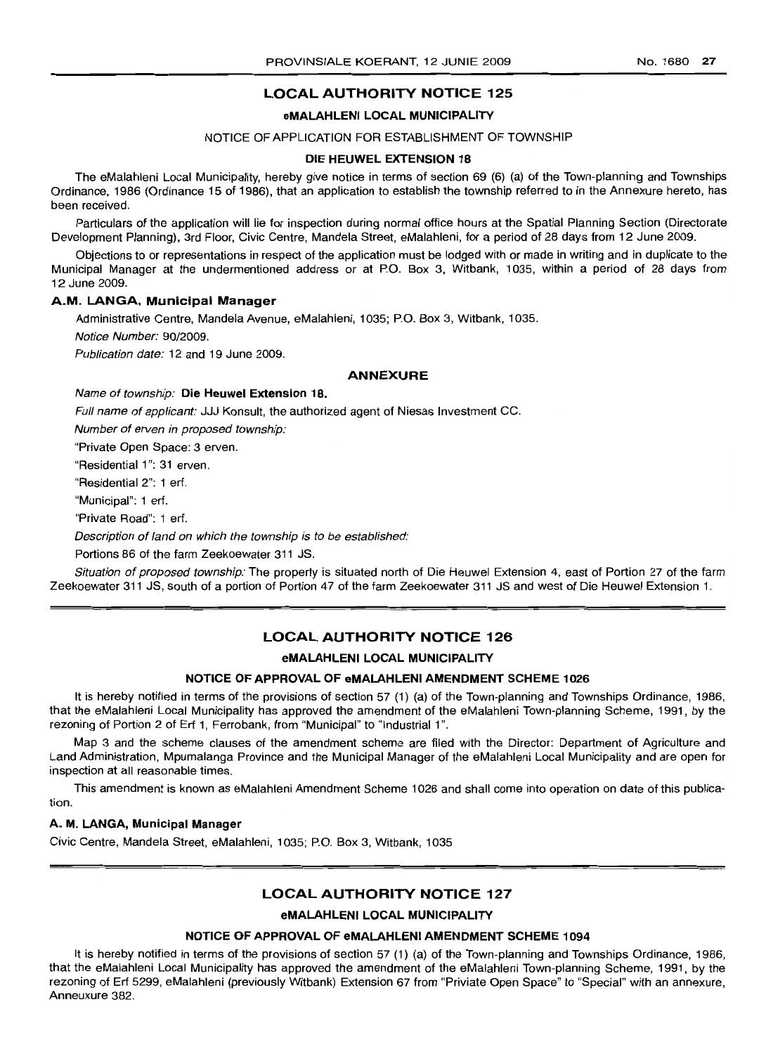## LOCAL AUTHORITY NOTICE 125

### eMALAHLENI LOCAL MUNICIPALITY

NOTICE OF APPLICATION FOR ESTABLISHMENT OF TOWNSHIP

**DIE HEUWEL EXTENSION 18**

The eMalahleni Local Municipality, hereby give notice in terms of section 69 (6) (a) of the Town-planning and Townships Ordinance, 1986 (Ordinance 15 of 1986), that an application to establish the township referred to in the Annexure hereto, has been received.

Particulars of the application will lie for inspection during normal office hours at the Spatial Planning Section (Directorate Development Planning), 3rd Floor, Civic Centre, Mandela Street, eMalahleni, for a period of 28 days from 12 June 2009.

Objections to or representations in respect of the application must be lodged with or made in writing and in duplicate to the Municipal Manager at the undermentioned address or at P.O. Box 3, Witbank, 1035, within a period of 28 days from 12 June 2009.

**A.M. LANGA, Municipal Manager**

Administrative Centre, Mandela Avenue, eMalahleni, 1035; P.O. Box 3, Witbank, 1035.

*Notice Number:* 90/2009.

*Publication date:* 12 and 19 June 2009.

**ANNEXURE**

*Name of township:* **Die Heuwel Extension 18.**

*Full name of applicant:* JJJ Konsult, the authorized agent of Niesas Investment CC.

*Number of erven in proposed township:*

"Private Open Space: 3 erven.

"Residential 1": 31 erven.

"Residential 2": 1 erf.

"Municipal": 1 erf.

"Private Road": 1 erf.

*Description of land on which the township is to be established:*

Portions 86 of the farm Zeekoewater 311 JS.

*Situation of proposed township:* The property is situated north of Die Heuwel Extension 4, east of Portion 27 of the farm Zeekoewater 311 JS, south of a portion of Portion 47 of the farm Zeekoewater 311 JS and west of Die Heuwel Extension 1.

---

## LOCAL AUTHORITY NOTICE 126

### eMALAHLENI LOCAL MUNICIPALITY

**NOTICE OF APPROVAL OF eMALAHLENI AMENDMENT SCHEME 1026**

It is hereby notified in terms of the provisions of section 57 (1) (a) of the Town-planning and Townships Ordinance, 1986, that the eMalahleni Local Municipality has approved the amendment of the eMalahleni Town-planning Scheme, 1991, by the rezoning of Portion 2 of Erf 1, Ferrobank, from "Municipal" to "Industrial 1".

Map 3 and the scheme clauses of the amendment scheme are filed with the Director: Department of Agriculture and Land Administration, Mpumalanga Province and the Municipal Manager of the eMalahleni Local Municipality and are open for inspection at all reasonable times.

This amendment is known as eMalahleni Amendment Scheme 1026 and shall come into operation on date of this publication.

**A. M. LANGA, Municipal Manager**

Civic Centre, Mandela Street, eMalahleni, 1035; P.O. Box 3, Witbank, 1035

---

## LOCAL AUTHORITY NOTICE 127

### eMALAHLENI LOCAL MUNICIPALITY

**NOTICE OF APPROVAL OF eMALAHLENI AMENDMENT SCHEME 1094**

It is hereby notified in terms of the provisions of section 57 (1) (a) of the Town-planning and Townships Ordinance, 1986, that the eMalahleni Local Municipality has approved the amendment of the eMalahleni Town-planning Scheme, 1991, by the rezoning of Erf 5299, eMalahleni (previously Witbank) Extension 67 from "Priviate Open Space" to "Special" with an annexure, Anneuxure 382.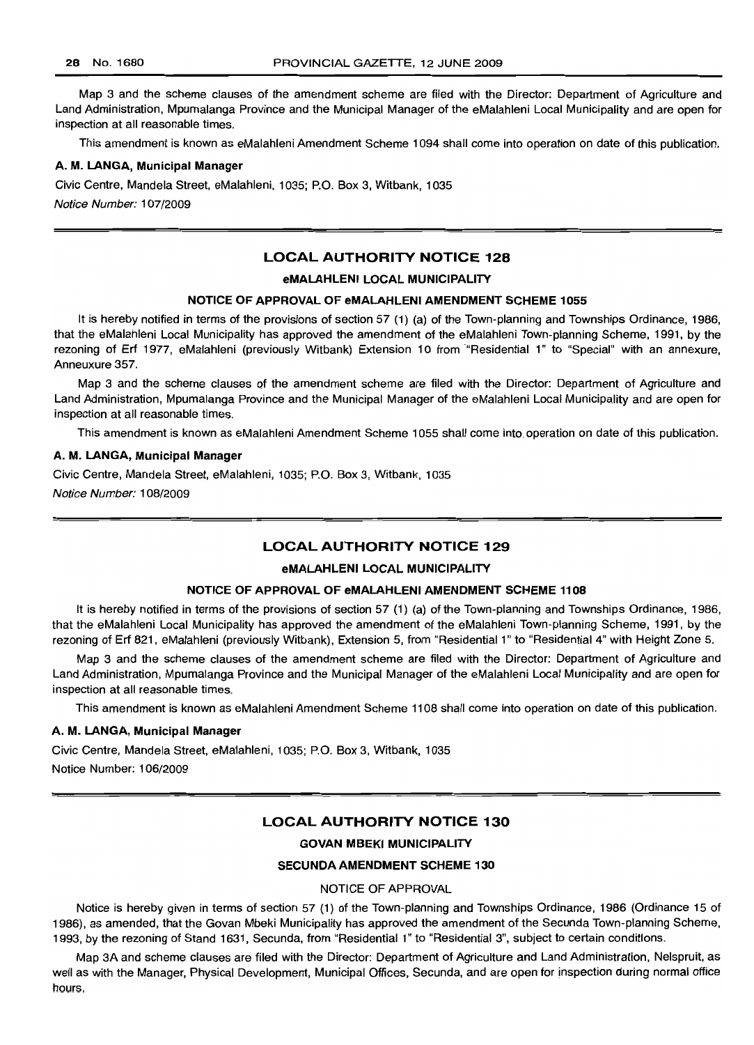Map 3 and the scheme clauses of the amendment scheme are filed with the Director: Department of Agriculture and Land Administration, Mpumalanga Province and the Municipal Manager of the eMalahleni Local Municipality and are open for inspection at all reasonable times.

This amendment is known as eMalahleni Amendment Scheme 1094 shall come into operation on date of this publication.

**A. M. LANGA, Municipal Manager**

Civic Centre, Mandela Street, eMalahleni, 1035; P.O. Box 3, Witbank, 1035

*Notice Number:* 107/2009

## LOCAL AUTHORITY NOTICE 128

### eMALAHLENI LOCAL MUNICIPALITY

### NOTICE OF APPROVAL OF eMALAHLENI AMENDMENT SCHEME 1055

It is hereby notified in terms of the provisions of section 57 (1) (a) of the Town-planning and Townships Ordinance, 1986, that the eMalahleni Local Municipality has approved the amendment of the eMalahleni Town-planning Scheme, 1991, by the rezoning of Erf 1977, eMalahleni (previously Witbank) Extension 10 from "Residential 1" to "Special" with an annexure, Anneuxure 357.

Map 3 and the scheme clauses of the amendment scheme are filed with the Director: Department of Agriculture and Land Administration, Mpumalanga Province and the Municipal Manager of the eMalahleni Local Municipality and are open for inspection at all reasonable times.

This amendment is known as eMalahleni Amendment Scheme 1055 shall come into operation on date of this publication.

**A. M. LANGA, Municipal Manager**

Civic Centre, Mandela Street, eMalahleni, 1035; P.O. Box 3, Witbank, 1035

*Notice Number:* 108/2009

## LOCAL AUTHORITY NOTICE 129

### eMALAHLENI LOCAL MUNICIPALITY

### NOTICE OF APPROVAL OF eMALAHLENI AMENDMENT SCHEME 1108

It is hereby notified in terms of the provisions of section 57 (1) (a) of the Town-planning and Townships Ordinance, 1986, that the eMalahleni Local Municipality has approved the amendment of the eMalahleni Town-planning Scheme, 1991, by the rezoning of Erf 821, eMalahleni (previously Witbank), Extension 5, from "Residential 1" to "Residential 4" with Height Zone 5.

Map 3 and the scheme clauses of the amendment scheme are filed with the Director: Department of Agriculture and Land Administration, Mpumalanga Province and the Municipal Manager of the eMalahleni Local Municipality and are open for inspection at all reasonable times.

This amendment is known as eMalahleni Amendment Scheme 1108 shall come into operation on date of this publication.

**A. M. LANGA, Municipal Manager**

Civic Centre, Mandela Street, eMalahleni, 1035; P.O. Box 3, Witbank, 1035

Notice Number: 106/2009

## LOCAL AUTHORITY NOTICE 130

### GOVAN MBEKI MUNICIPALITY

### SECUNDA AMENDMENT SCHEME 130

NOTICE OF APPROVAL

Notice is hereby given in terms of section 57 (1) of the Town-planning and Townships Ordinance, 1986 (Ordinance 15 of 1986), as amended, that the Govan Mbeki Municipality has approved the amendment of the Secunda Town-planning Scheme, 1993, by the rezoning of Stand 1631, Secunda, from "Residential 1" to "Residential 3", subject to certain conditions.

Map 3A and scheme clauses are filed with the Director: Department of Agriculture and Land Administration, Nelspruit, as well as with the Manager, Physical Development, Municipal Offices, Secunda, and are open for inspection during normal office hours.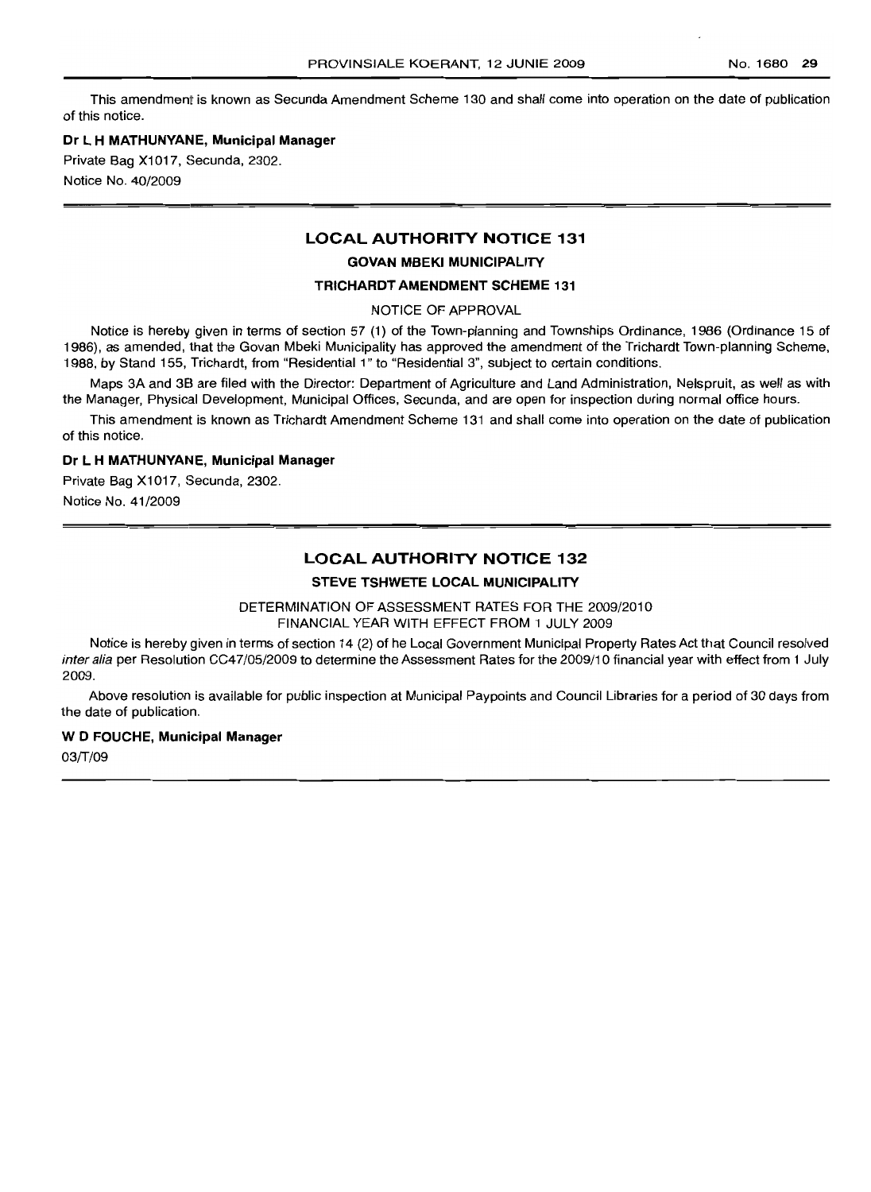This amendment is known as Secunda Amendment Scheme 130 and shall come into operation on the date of publication of this notice.

**Dr L H MATHUNYANE, Municipal Manager**

Private Bag X1017, Secunda, 2302.

Notice No. 40/2009

## LOCAL AUTHORITY NOTICE 131

### GOVAN MBEKI MUNICIPALITY

### TRICHARDT AMENDMENT SCHEME 131

NOTICE OF APPROVAL

Notice is hereby given in terms of section 57 (1) of the Town-planning and Townships Ordinance, 1986 (Ordinance 15 of 1986), as amended, that the Govan Mbeki Municipality has approved the amendment of the Trichardt Town-planning Scheme, 1988, by Stand 155, Trichardt, from "Residential 1" to "Residential 3", subject to certain conditions.

Maps 3A and 3B are filed with the Director: Department of Agriculture and Land Administration, Nelspruit, as well as with the Manager, Physical Development, Municipal Offices, Secunda, and are open for inspection during normal office hours.

This amendment is known as Trichardt Amendment Scheme 131 and shall come into operation on the date of publication of this notice.

**Dr L H MATHUNYANE, Municipal Manager**

Private Bag X1017, Secunda, 2302.

Notice No. 41/2009

## LOCAL AUTHORITY NOTICE 132

### STEVE TSHWETE LOCAL MUNICIPALITY

DETERMINATION OF ASSESSMENT RATES FOR THE 2009/2010 FINANCIAL YEAR WITH EFFECT FROM 1 JULY 2009

Notice is hereby given in terms of section 14 (2) of he Local Government Municipal Property Rates Act that Council resolved *inter alia* per Resolution CC47/05/2009 to determine the Assessment Rates for the 2009/10 financial year with effect from 1 July 2009.

Above resolution is available for public inspection at Municipal Paypoints and Council Libraries for a period of 30 days from the date of publication.

**W D FOUCHE, Municipal Manager**

03/T/09